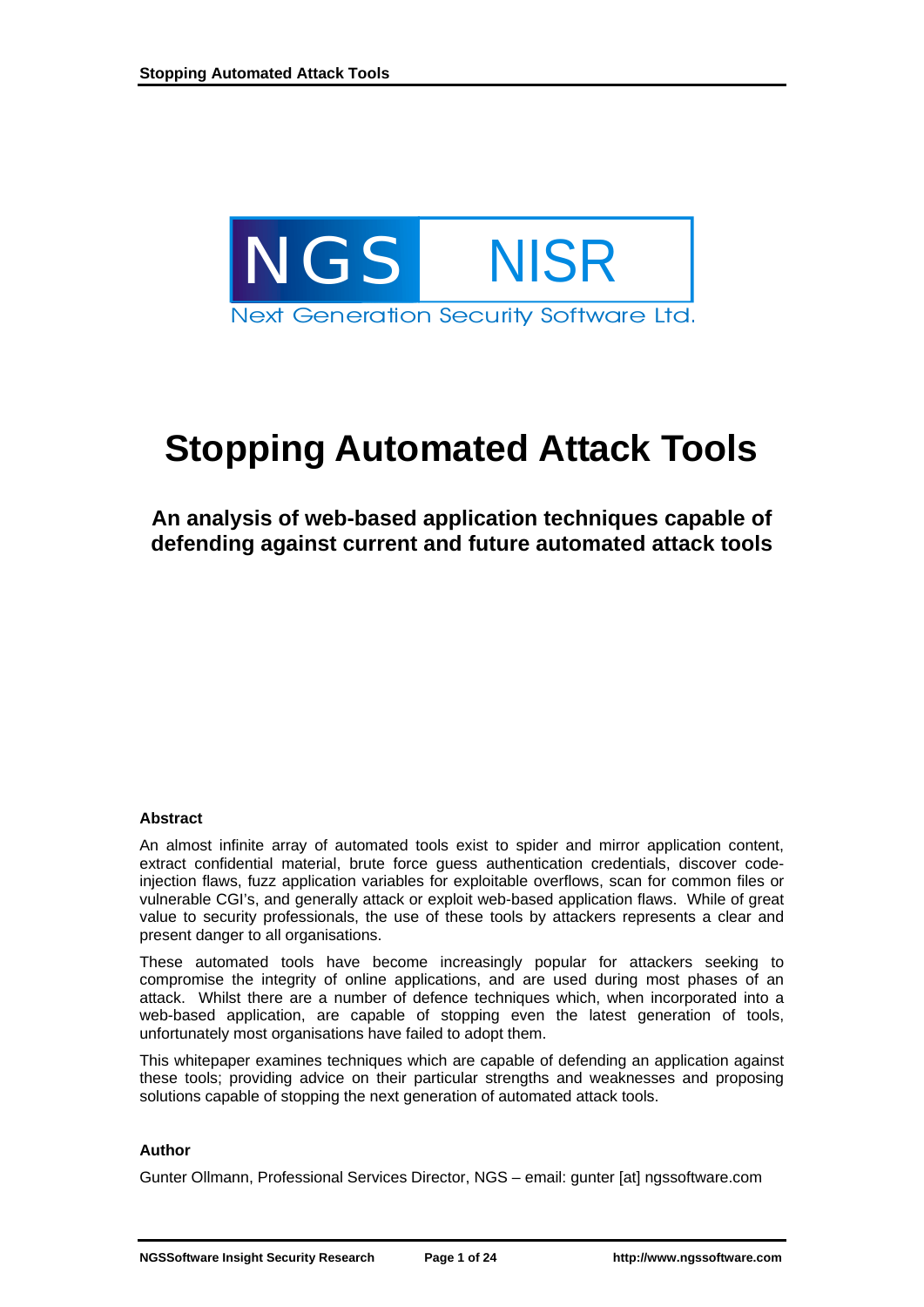NGS NISR

Next Generation Security Software Ltd.

# Stopping Automated Attack Tools

## An analysis of web-based application techniques capable of defending against current and future automated attack tools

**Abstract**

An almost infinite array of automated tools exist to spider and mirror application content, extract confidential material, brute force guess authentication credentials, discover code-injection flaws, fuzz application variables for exploitable overflows, scan for common files or vulnerable CGI's, and generally attack or exploit web-based application flaws. While of great value to security professionals, the use of these tools by attackers represents a clear and present danger to all organisations.

These automated tools have become increasingly popular for attackers seeking to compromise the integrity of online applications, and are used during most phases of an attack. Whilst there are a number of defence techniques which, when incorporated into a web-based application, are capable of stopping even the latest generation of tools, unfortunately most organisations have failed to adopt them.

This whitepaper examines techniques which are capable of defending an application against these tools; providing advice on their particular strengths and weaknesses and proposing solutions capable of stopping the next generation of automated attack tools.

**Author**

Gunter Ollmann, Professional Services Director, NGS – email: gunter [at] ngssoftware.com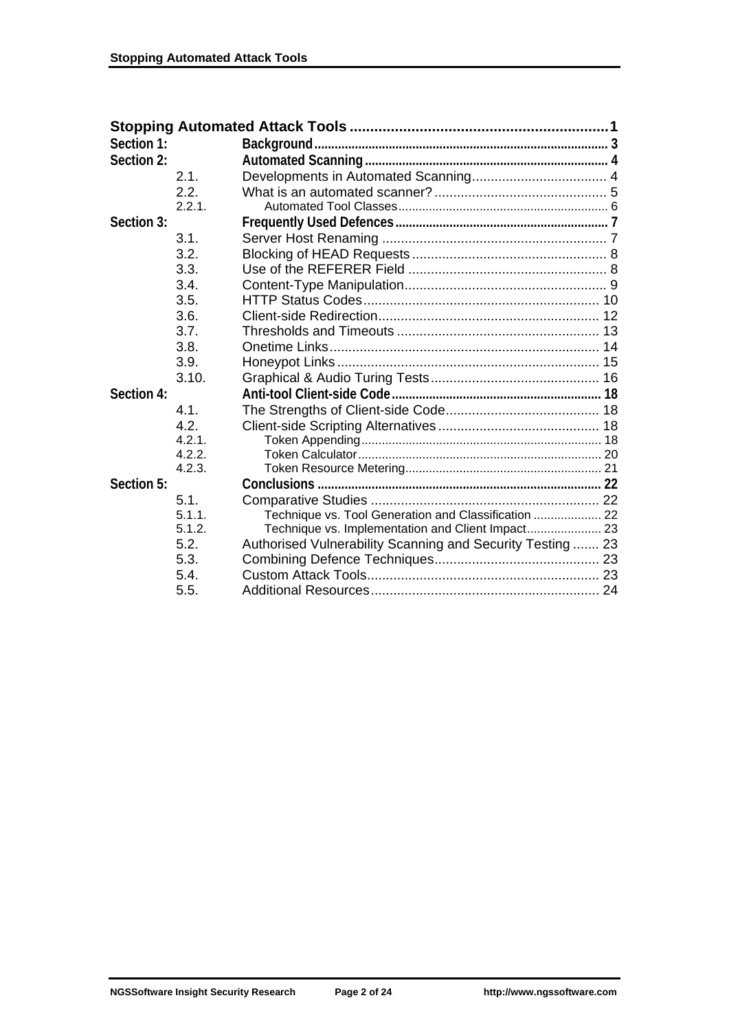**Stopping Automated Attack Tools** ........................................................ 1

**Section 1:** **Background** ........................................................ 3

**Section 2:** **Automated Scanning** ........................................................ 4

- 2.1. Developments in Automated Scanning ........................................................ 4
- 2.2. What is an automated scanner? ........................................................ 5
  - 2.2.1. Automated Tool Classes ........................................................ 6

**Section 3:** **Frequently Used Defences** ........................................................ 7

- 3.1. Server Host Renaming ........................................................ 7
- 3.2. Blocking of HEAD Requests ........................................................ 8
- 3.3. Use of the REFERER Field ........................................................ 8
- 3.4. Content-Type Manipulation ........................................................ 9
- 3.5. HTTP Status Codes ........................................................ 10
- 3.6. Client-side Redirection ........................................................ 12
- 3.7. Thresholds and Timeouts ........................................................ 13
- 3.8. Onetime Links ........................................................ 14
- 3.9. Honeypot Links ........................................................ 15
- 3.10. Graphical & Audio Turing Tests ........................................................ 16

**Section 4:** **Anti-tool Client-side Code** ........................................................ 18

- 4.1. The Strengths of Client-side Code ........................................................ 18
- 4.2. Client-side Scripting Alternatives ........................................................ 18
  - 4.2.1. Token Appending ........................................................ 18
  - 4.2.2. Token Calculator ........................................................ 20
  - 4.2.3. Token Resource Metering ........................................................ 21

**Section 5:** **Conclusions** ........................................................ 22

- 5.1. Comparative Studies ........................................................ 22
  - 5.1.1. Technique vs. Tool Generation and Classification ........................................................ 22
  - 5.1.2. Technique vs. Implementation and Client Impact ........................................................ 23
- 5.2. Authorised Vulnerability Scanning and Security Testing ........................................................ 23
- 5.3. Combining Defence Techniques ........................................................ 23
- 5.4. Custom Attack Tools ........................................................ 23
- 5.5. Additional Resources ........................................................ 24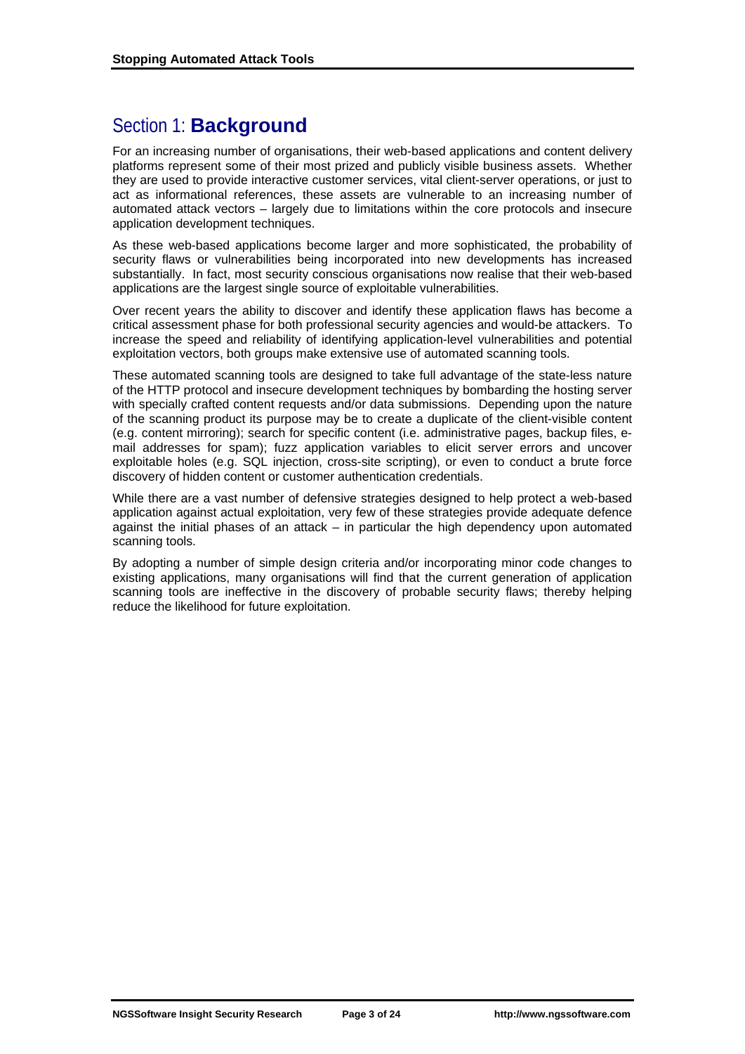# Section 1: **Background**

For an increasing number of organisations, their web-based applications and content delivery platforms represent some of their most prized and publicly visible business assets. Whether they are used to provide interactive customer services, vital client-server operations, or just to act as informational references, these assets are vulnerable to an increasing number of automated attack vectors – largely due to limitations within the core protocols and insecure application development techniques.

As these web-based applications become larger and more sophisticated, the probability of security flaws or vulnerabilities being incorporated into new developments has increased substantially. In fact, most security conscious organisations now realise that their web-based applications are the largest single source of exploitable vulnerabilities.

Over recent years the ability to discover and identify these application flaws has become a critical assessment phase for both professional security agencies and would-be attackers. To increase the speed and reliability of identifying application-level vulnerabilities and potential exploitation vectors, both groups make extensive use of automated scanning tools.

These automated scanning tools are designed to take full advantage of the state-less nature of the HTTP protocol and insecure development techniques by bombarding the hosting server with specially crafted content requests and/or data submissions. Depending upon the nature of the scanning product its purpose may be to create a duplicate of the client-visible content (e.g. content mirroring); search for specific content (i.e. administrative pages, backup files, e-mail addresses for spam); fuzz application variables to elicit server errors and uncover exploitable holes (e.g. SQL injection, cross-site scripting), or even to conduct a brute force discovery of hidden content or customer authentication credentials.

While there are a vast number of defensive strategies designed to help protect a web-based application against actual exploitation, very few of these strategies provide adequate defence against the initial phases of an attack – in particular the high dependency upon automated scanning tools.

By adopting a number of simple design criteria and/or incorporating minor code changes to existing applications, many organisations will find that the current generation of application scanning tools are ineffective in the discovery of probable security flaws; thereby helping reduce the likelihood for future exploitation.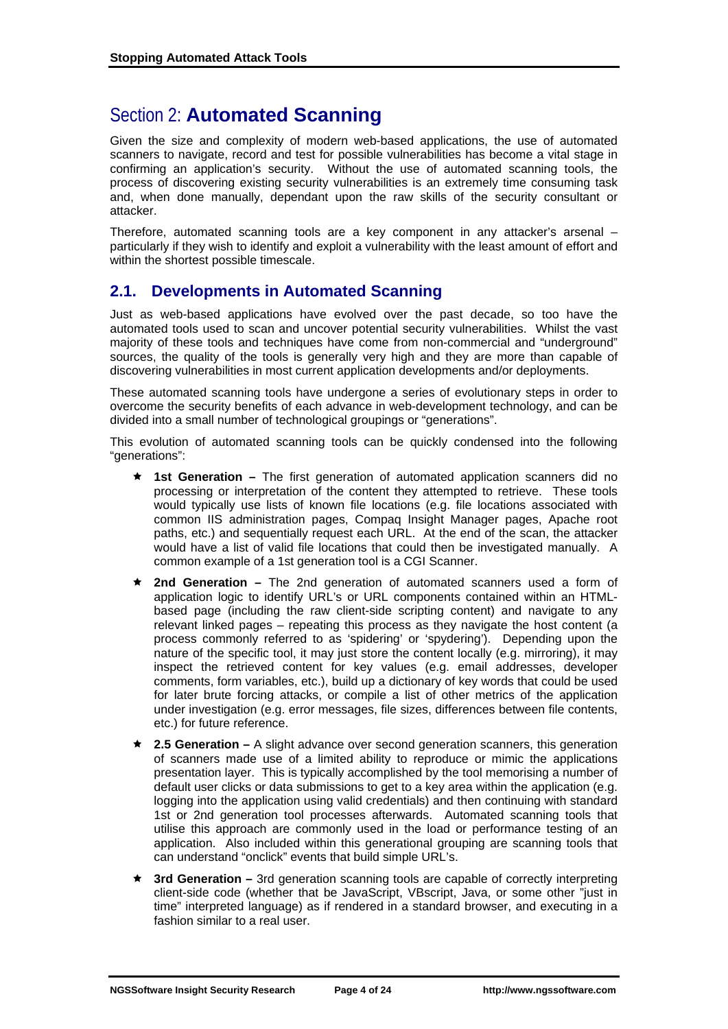# Section 2: **Automated Scanning**

Given the size and complexity of modern web-based applications, the use of automated scanners to navigate, record and test for possible vulnerabilities has become a vital stage in confirming an application's security. Without the use of automated scanning tools, the process of discovering existing security vulnerabilities is an extremely time consuming task and, when done manually, dependant upon the raw skills of the security consultant or attacker.

Therefore, automated scanning tools are a key component in any attacker's arsenal – particularly if they wish to identify and exploit a vulnerability with the least amount of effort and within the shortest possible timescale.

## 2.1. Developments in Automated Scanning

Just as web-based applications have evolved over the past decade, so too have the automated tools used to scan and uncover potential security vulnerabilities. Whilst the vast majority of these tools and techniques have come from non-commercial and "underground" sources, the quality of the tools is generally very high and they are more than capable of discovering vulnerabilities in most current application developments and/or deployments.

These automated scanning tools have undergone a series of evolutionary steps in order to overcome the security benefits of each advance in web-development technology, and can be divided into a small number of technological groupings or "generations".

This evolution of automated scanning tools can be quickly condensed into the following "generations":

- **1st Generation –** The first generation of automated application scanners did no processing or interpretation of the content they attempted to retrieve. These tools would typically use lists of known file locations (e.g. file locations associated with common IIS administration pages, Compaq Insight Manager pages, Apache root paths, etc.) and sequentially request each URL. At the end of the scan, the attacker would have a list of valid file locations that could then be investigated manually. A common example of a 1st generation tool is a CGI Scanner.
- **2nd Generation –** The 2nd generation of automated scanners used a form of application logic to identify URL's or URL components contained within an HTML-based page (including the raw client-side scripting content) and navigate to any relevant linked pages – repeating this process as they navigate the host content (a process commonly referred to as 'spidering' or 'spydering'). Depending upon the nature of the specific tool, it may just store the content locally (e.g. mirroring), it may inspect the retrieved content for key values (e.g. email addresses, developer comments, form variables, etc.), build up a dictionary of key words that could be used for later brute forcing attacks, or compile a list of other metrics of the application under investigation (e.g. error messages, file sizes, differences between file contents, etc.) for future reference.
- **2.5 Generation –** A slight advance over second generation scanners, this generation of scanners made use of a limited ability to reproduce or mimic the applications presentation layer. This is typically accomplished by the tool memorising a number of default user clicks or data submissions to get to a key area within the application (e.g. logging into the application using valid credentials) and then continuing with standard 1st or 2nd generation tool processes afterwards. Automated scanning tools that utilise this approach are commonly used in the load or performance testing of an application. Also included within this generational grouping are scanning tools that can understand "onclick" events that build simple URL's.
- **3rd Generation –** 3rd generation scanning tools are capable of correctly interpreting client-side code (whether that be JavaScript, VBscript, Java, or some other "just in time" interpreted language) as if rendered in a standard browser, and executing in a fashion similar to a real user.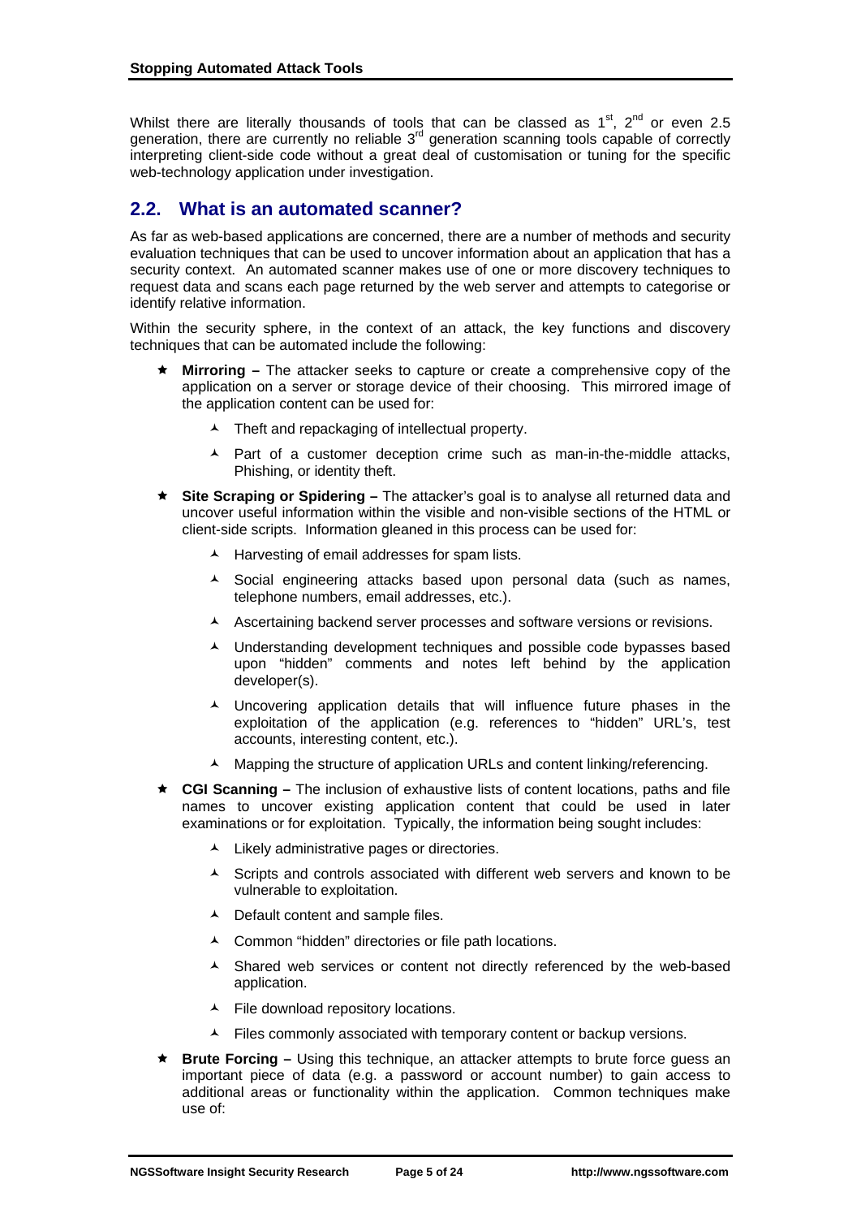Whilst there are literally thousands of tools that can be classed as 1st, 2nd or even 2.5 generation, there are currently no reliable 3rd generation scanning tools capable of correctly interpreting client-side code without a great deal of customisation or tuning for the specific web-technology application under investigation.

## 2.2. What is an automated scanner?

As far as web-based applications are concerned, there are a number of methods and security evaluation techniques that can be used to uncover information about an application that has a security context. An automated scanner makes use of one or more discovery techniques to request data and scans each page returned by the web server and attempts to categorise or identify relative information.

Within the security sphere, in the context of an attack, the key functions and discovery techniques that can be automated include the following:

- **Mirroring –** The attacker seeks to capture or create a comprehensive copy of the application on a server or storage device of their choosing. This mirrored image of the application content can be used for:
  - Theft and repackaging of intellectual property.
  - Part of a customer deception crime such as man-in-the-middle attacks, Phishing, or identity theft.
- **Site Scraping or Spidering –** The attacker's goal is to analyse all returned data and uncover useful information within the visible and non-visible sections of the HTML or client-side scripts. Information gleaned in this process can be used for:
  - Harvesting of email addresses for spam lists.
  - Social engineering attacks based upon personal data (such as names, telephone numbers, email addresses, etc.).
  - Ascertaining backend server processes and software versions or revisions.
  - Understanding development techniques and possible code bypasses based upon "hidden" comments and notes left behind by the application developer(s).
  - Uncovering application details that will influence future phases in the exploitation of the application (e.g. references to "hidden" URL's, test accounts, interesting content, etc.).
  - Mapping the structure of application URLs and content linking/referencing.
- **CGI Scanning –** The inclusion of exhaustive lists of content locations, paths and file names to uncover existing application content that could be used in later examinations or for exploitation. Typically, the information being sought includes:
  - Likely administrative pages or directories.
  - Scripts and controls associated with different web servers and known to be vulnerable to exploitation.
  - Default content and sample files.
  - Common "hidden" directories or file path locations.
  - Shared web services or content not directly referenced by the web-based application.
  - File download repository locations.
  - Files commonly associated with temporary content or backup versions.
- **Brute Forcing –** Using this technique, an attacker attempts to brute force guess an important piece of data (e.g. a password or account number) to gain access to additional areas or functionality within the application. Common techniques make use of: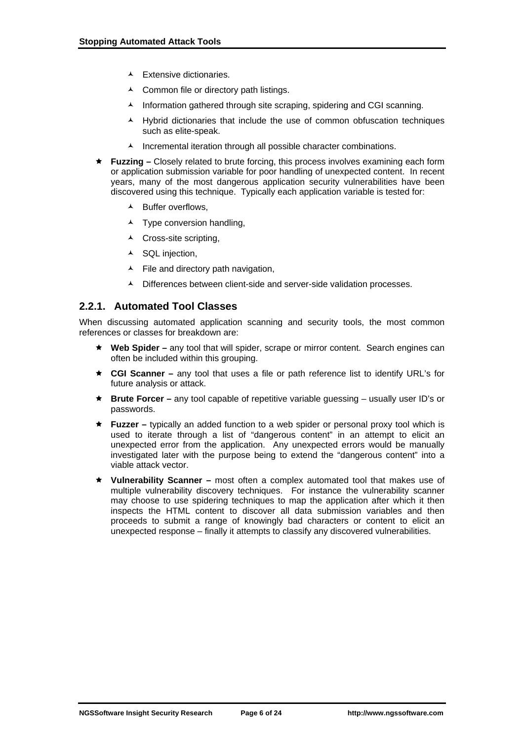- Extensive dictionaries.
  - Common file or directory path listings.
  - Information gathered through site scraping, spidering and CGI scanning.
  - Hybrid dictionaries that include the use of common obfuscation techniques such as elite-speak.
  - Incremental iteration through all possible character combinations.

- **Fuzzing –** Closely related to brute forcing, this process involves examining each form or application submission variable for poor handling of unexpected content. In recent years, many of the most dangerous application security vulnerabilities have been discovered using this technique. Typically each application variable is tested for:
  - Buffer overflows,
  - Type conversion handling,
  - Cross-site scripting,
  - SQL injection,
  - File and directory path navigation,
  - Differences between client-side and server-side validation processes.

### 2.2.1. Automated Tool Classes

When discussing automated application scanning and security tools, the most common references or classes for breakdown are:

- **Web Spider –** any tool that will spider, scrape or mirror content. Search engines can often be included within this grouping.
- **CGI Scanner –** any tool that uses a file or path reference list to identify URL's for future analysis or attack.
- **Brute Forcer –** any tool capable of repetitive variable guessing – usually user ID's or passwords.
- **Fuzzer –** typically an added function to a web spider or personal proxy tool which is used to iterate through a list of "dangerous content" in an attempt to elicit an unexpected error from the application. Any unexpected errors would be manually investigated later with the purpose being to extend the "dangerous content" into a viable attack vector.
- **Vulnerability Scanner –** most often a complex automated tool that makes use of multiple vulnerability discovery techniques. For instance the vulnerability scanner may choose to use spidering techniques to map the application after which it then inspects the HTML content to discover all data submission variables and then proceeds to submit a range of knowingly bad characters or content to elicit an unexpected response – finally it attempts to classify any discovered vulnerabilities.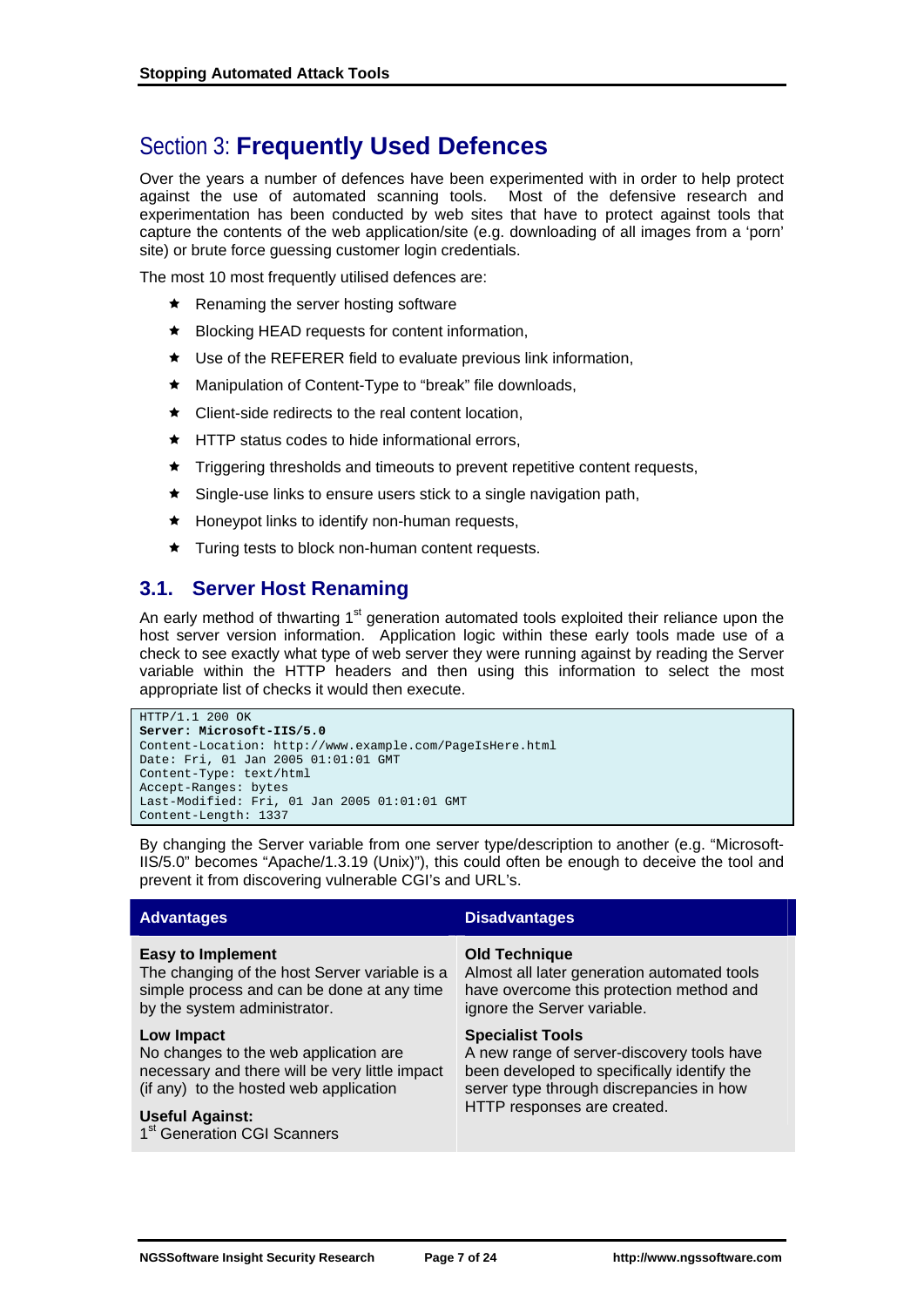# Section 3: **Frequently Used Defences**

Over the years a number of defences have been experimented with in order to help protect against the use of automated scanning tools. Most of the defensive research and experimentation has been conducted by web sites that have to protect against tools that capture the contents of the web application/site (e.g. downloading of all images from a 'porn' site) or brute force guessing customer login credentials.

The most 10 most frequently utilised defences are:

- Renaming the server hosting software
- Blocking HEAD requests for content information,
- Use of the REFERER field to evaluate previous link information,
- Manipulation of Content-Type to "break" file downloads,
- Client-side redirects to the real content location,
- HTTP status codes to hide informational errors,
- Triggering thresholds and timeouts to prevent repetitive content requests,
- Single-use links to ensure users stick to a single navigation path,
- Honeypot links to identify non-human requests,
- Turing tests to block non-human content requests.

## 3.1. Server Host Renaming

An early method of thwarting 1st generation automated tools exploited their reliance upon the host server version information. Application logic within these early tools made use of a check to see exactly what type of web server they were running against by reading the Server variable within the HTTP headers and then using this information to select the most appropriate list of checks it would then execute.

```
HTTP/1.1 200 OK
Server: Microsoft-IIS/5.0
Content-Location: http://www.example.com/PageIsHere.html
Date: Fri, 01 Jan 2005 01:01:01 GMT
Content-Type: text/html
Accept-Ranges: bytes
Last-Modified: Fri, 01 Jan 2005 01:01:01 GMT
Content-Length: 1337
```

By changing the Server variable from one server type/description to another (e.g. "Microsoft-IIS/5.0" becomes "Apache/1.3.19 (Unix)"), this could often be enough to deceive the tool and prevent it from discovering vulnerable CGI's and URL's.

| Advantages | Disadvantages |
|---|---|
| **Easy to Implement**<br>The changing of the host Server variable is a simple process and can be done at any time by the system administrator. | **Old Technique**<br>Almost all later generation automated tools have overcome this protection method and ignore the Server variable. |
| **Low Impact**<br>No changes to the web application are necessary and there will be very little impact (if any) to the hosted web application | **Specialist Tools**<br>A new range of server-discovery tools have been developed to specifically identify the server type through discrepancies in how HTTP responses are created. |
| **Useful Against:**<br>1st Generation CGI Scanners | |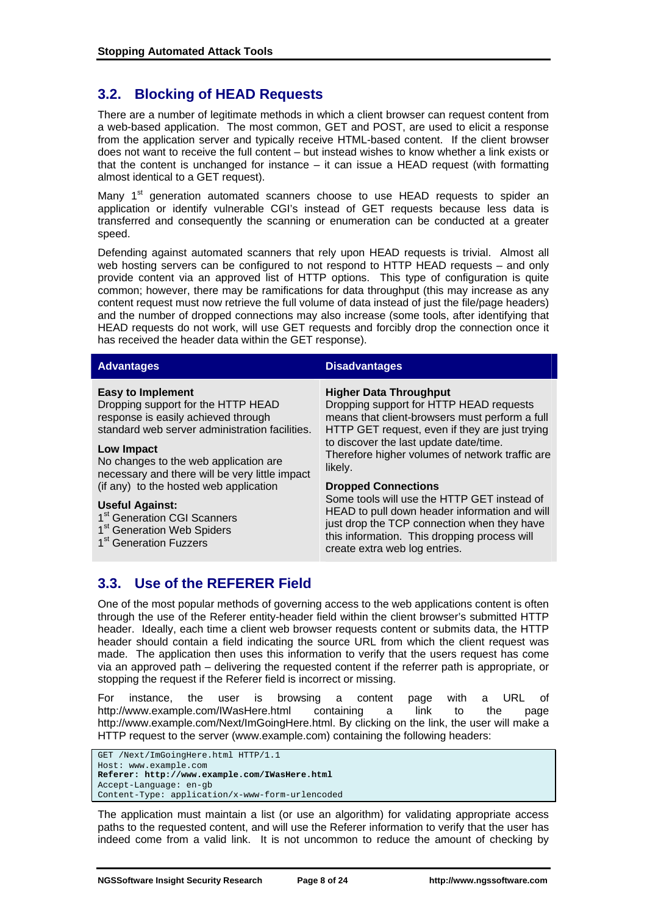## 3.2. Blocking of HEAD Requests

There are a number of legitimate methods in which a client browser can request content from a web-based application. The most common, GET and POST, are used to elicit a response from the application server and typically receive HTML-based content. If the client browser does not want to receive the full content – but instead wishes to know whether a link exists or that the content is unchanged for instance – it can issue a HEAD request (with formatting almost identical to a GET request).

Many 1st generation automated scanners choose to use HEAD requests to spider an application or identify vulnerable CGI's instead of GET requests because less data is transferred and consequently the scanning or enumeration can be conducted at a greater speed.

Defending against automated scanners that rely upon HEAD requests is trivial. Almost all web hosting servers can be configured to not respond to HTTP HEAD requests – and only provide content via an approved list of HTTP options. This type of configuration is quite common; however, there may be ramifications for data throughput (this may increase as any content request must now retrieve the full volume of data instead of just the file/page headers) and the number of dropped connections may also increase (some tools, after identifying that HEAD requests do not work, will use GET requests and forcibly drop the connection once it has received the header data within the GET response).

| Advantages | Disadvantages |
|---|---|
| **Easy to Implement**<br>Dropping support for the HTTP HEAD response is easily achieved through standard web server administration facilities.<br><br>**Low Impact**<br>No changes to the web application are necessary and there will be very little impact (if any) to the hosted web application<br><br>**Useful Against:**<br>1st Generation CGI Scanners<br>1st Generation Web Spiders<br>1st Generation Fuzzers | **Higher Data Throughput**<br>Dropping support for HTTP HEAD requests means that client-browsers must perform a full HTTP GET request, even if they are just trying to discover the last update date/time. Therefore higher volumes of network traffic are likely.<br><br>**Dropped Connections**<br>Some tools will use the HTTP GET instead of HEAD to pull down header information and will just drop the TCP connection when they have this information. This dropping process will create extra web log entries. |

## 3.3. Use of the REFERER Field

One of the most popular methods of governing access to the web applications content is often through the use of the Referer entity-header field within the client browser's submitted HTTP header. Ideally, each time a client web browser requests content or submits data, the HTTP header should contain a field indicating the source URL from which the client request was made. The application then uses this information to verify that the users request has come via an approved path – delivering the requested content if the referrer path is appropriate, or stopping the request if the Referer field is incorrect or missing.

For instance, the user is browsing a content page with a URL of http://www.example.com/IWasHere.html containing a link to the page http://www.example.com/Next/ImGoingHere.html. By clicking on the link, the user will make a HTTP request to the server (www.example.com) containing the following headers:

```
GET /Next/ImGoingHere.html HTTP/1.1
Host: www.example.com
Referer: http://www.example.com/IWasHere.html
Accept-Language: en-gb
Content-Type: application/x-www-form-urlencoded
```

The application must maintain a list (or use an algorithm) for validating appropriate access paths to the requested content, and will use the Referer information to verify that the user has indeed come from a valid link. It is not uncommon to reduce the amount of checking by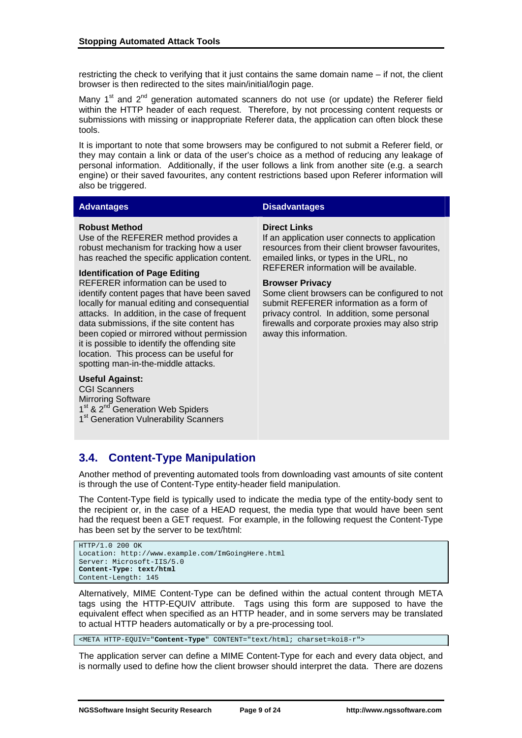restricting the check to verifying that it just contains the same domain name – if not, the client browser is then redirected to the sites main/initial/login page.

Many 1st and 2nd generation automated scanners do not use (or update) the Referer field within the HTTP header of each request. Therefore, by not processing content requests or submissions with missing or inappropriate Referer data, the application can often block these tools.

It is important to note that some browsers may be configured to not submit a Referer field, or they may contain a link or data of the user's choice as a method of reducing any leakage of personal information. Additionally, if the user follows a link from another site (e.g. a search engine) or their saved favourites, any content restrictions based upon Referer information will also be triggered.

| Advantages | Disadvantages |
| --- | --- |
| **Robust Method**<br>Use of the REFERER method provides a robust mechanism for tracking how a user has reached the specific application content.<br><br>**Identification of Page Editing**<br>REFERER information can be used to identify content pages that have been saved locally for manual editing and consequential attacks. In addition, in the case of frequent data submissions, if the site content has been copied or mirrored without permission it is possible to identify the offending site location. This process can be useful for spotting man-in-the-middle attacks.<br><br>**Useful Against:**<br>CGI Scanners<br>Mirroring Software<br>1st & 2nd Generation Web Spiders<br>1st Generation Vulnerability Scanners | **Direct Links**<br>If an application user connects to application resources from their client browser favourites, emailed links, or types in the URL, no REFERER information will be available.<br><br>**Browser Privacy**<br>Some client browsers can be configured to not submit REFERER information as a form of privacy control. In addition, some personal firewalls and corporate proxies may also strip away this information. |

## 3.4. Content-Type Manipulation

Another method of preventing automated tools from downloading vast amounts of site content is through the use of Content-Type entity-header field manipulation.

The Content-Type field is typically used to indicate the media type of the entity-body sent to the recipient or, in the case of a HEAD request, the media type that would have been sent had the request been a GET request. For example, in the following request the Content-Type has been set by the server to be text/html:

```
HTTP/1.0 200 OK
Location: http://www.example.com/ImGoingHere.html
Server: Microsoft-IIS/5.0
Content-Type: text/html
Content-Length: 145
```

Alternatively, MIME Content-Type can be defined within the actual content through META tags using the HTTP-EQUIV attribute. Tags using this form are supposed to have the equivalent effect when specified as an HTTP header, and in some servers may be translated to actual HTTP headers automatically or by a pre-processing tool.

```
<META HTTP-EQUIV="Content-Type" CONTENT="text/html; charset=koi8-r">
```

The application server can define a MIME Content-Type for each and every data object, and is normally used to define how the client browser should interpret the data. There are dozens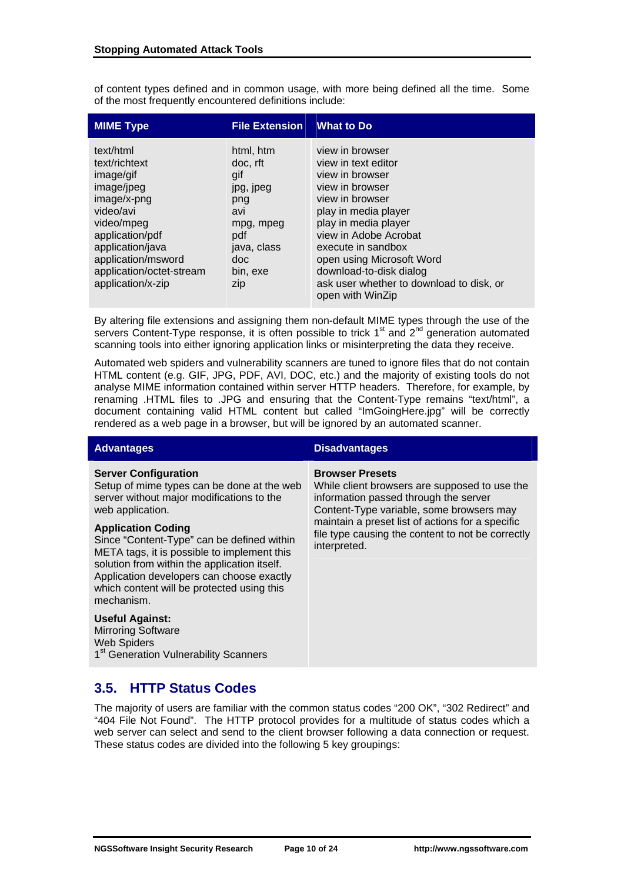of content types defined and in common usage, with more being defined all the time. Some of the most frequently encountered definitions include:

| MIME Type | File Extension | What to Do |
|---|---|---|
| text/html | html, htm | view in browser |
| text/richtext | doc, rft | view in text editor |
| image/gif | gif | view in browser |
| image/jpeg | jpg, jpeg | view in browser |
| image/x-png | png | view in browser |
| video/avi | avi | play in media player |
| video/mpeg | mpg, mpeg | play in media player |
| application/pdf | pdf | view in Adobe Acrobat |
| application/java | java, class | execute in sandbox |
| application/msword | doc | open using Microsoft Word |
| application/octet-stream | bin, exe | download-to-disk dialog |
| application/x-zip | zip | ask user whether to download to disk, or open with WinZip |

By altering file extensions and assigning them non-default MIME types through the use of the servers Content-Type response, it is often possible to trick 1st and 2nd generation automated scanning tools into either ignoring application links or misinterpreting the data they receive.

Automated web spiders and vulnerability scanners are tuned to ignore files that do not contain HTML content (e.g. GIF, JPG, PDF, AVI, DOC, etc.) and the majority of existing tools do not analyse MIME information contained within server HTTP headers. Therefore, for example, by renaming .HTML files to .JPG and ensuring that the Content-Type remains "text/html", a document containing valid HTML content but called "ImGoingHere.jpg" will be correctly rendered as a web page in a browser, but will be ignored by an automated scanner.

| Advantages | Disadvantages |
|---|---|
| **Server Configuration**<br>Setup of mime types can be done at the web server without major modifications to the web application.<br><br>**Application Coding**<br>Since "Content-Type" can be defined within META tags, it is possible to implement this solution from within the application itself. Application developers can choose exactly which content will be protected using this mechanism.<br><br>**Useful Against:**<br>Mirroring Software<br>Web Spiders<br>1st Generation Vulnerability Scanners | **Browser Presets**<br>While client browsers are supposed to use the information passed through the server Content-Type variable, some browsers may maintain a preset list of actions for a specific file type causing the content to not be correctly interpreted. |

## 3.5. HTTP Status Codes

The majority of users are familiar with the common status codes "200 OK", "302 Redirect" and "404 File Not Found". The HTTP protocol provides for a multitude of status codes which a web server can select and send to the client browser following a data connection or request. These status codes are divided into the following 5 key groupings: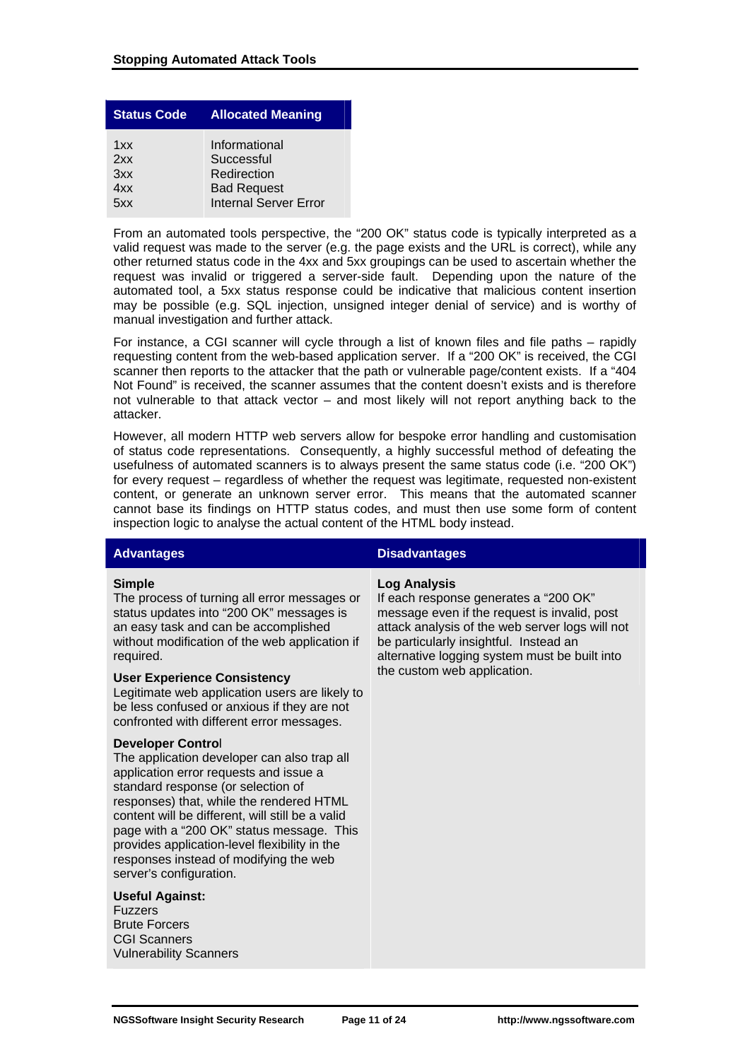| Status Code | Allocated Meaning |
|---|---|
| 1xx | Informational |
| 2xx | Successful |
| 3xx | Redirection |
| 4xx | Bad Request |
| 5xx | Internal Server Error |

From an automated tools perspective, the "200 OK" status code is typically interpreted as a valid request was made to the server (e.g. the page exists and the URL is correct), while any other returned status code in the 4xx and 5xx groupings can be used to ascertain whether the request was invalid or triggered a server-side fault. Depending upon the nature of the automated tool, a 5xx status response could be indicative that malicious content insertion may be possible (e.g. SQL injection, unsigned integer denial of service) and is worthy of manual investigation and further attack.

For instance, a CGI scanner will cycle through a list of known files and file paths – rapidly requesting content from the web-based application server. If a "200 OK" is received, the CGI scanner then reports to the attacker that the path or vulnerable page/content exists. If a "404 Not Found" is received, the scanner assumes that the content doesn't exists and is therefore not vulnerable to that attack vector – and most likely will not report anything back to the attacker.

However, all modern HTTP web servers allow for bespoke error handling and customisation of status code representations. Consequently, a highly successful method of defeating the usefulness of automated scanners is to always present the same status code (i.e. "200 OK") for every request – regardless of whether the request was legitimate, requested non-existent content, or generate an unknown server error. This means that the automated scanner cannot base its findings on HTTP status codes, and must then use some form of content inspection logic to analyse the actual content of the HTML body instead.

| Advantages | Disadvantages |
|---|---|
| **Simple**<br>The process of turning all error messages or status updates into "200 OK" messages is an easy task and can be accomplished without modification of the web application if required.<br><br>**User Experience Consistency**<br>Legitimate web application users are likely to be less confused or anxious if they are not confronted with different error messages.<br><br>**Developer Control**<br>The application developer can also trap all application error requests and issue a standard response (or selection of responses) that, while the rendered HTML content will be different, will still be a valid page with a "200 OK" status message. This provides application-level flexibility in the responses instead of modifying the web server's configuration.<br><br>**Useful Against:**<br>Fuzzers<br>Brute Forcers<br>CGI Scanners<br>Vulnerability Scanners | **Log Analysis**<br>If each response generates a "200 OK" message even if the request is invalid, post attack analysis of the web server logs will not be particularly insightful. Instead an alternative logging system must be built into the custom web application. |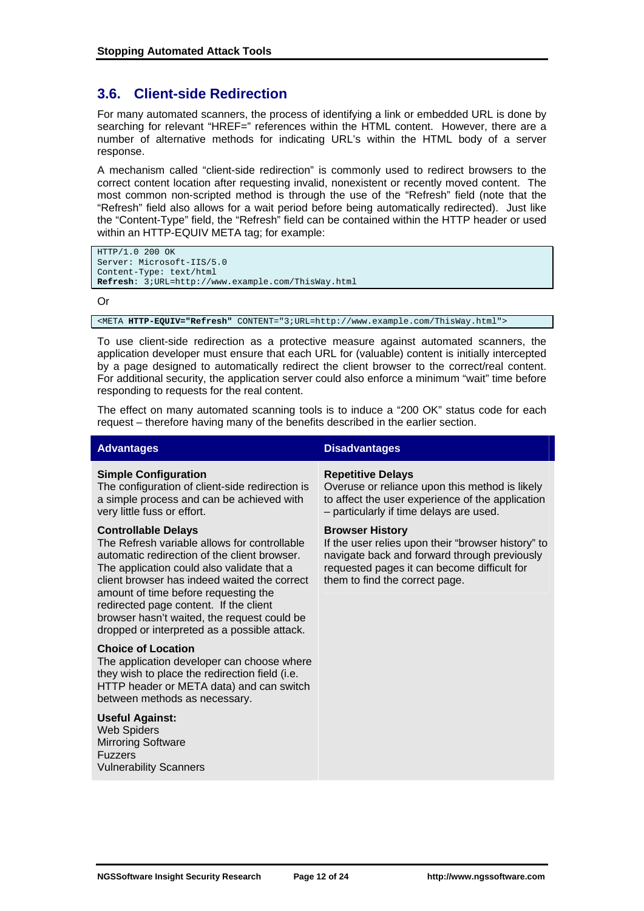## 3.6. Client-side Redirection

For many automated scanners, the process of identifying a link or embedded URL is done by searching for relevant "HREF=" references within the HTML content. However, there are a number of alternative methods for indicating URL's within the HTML body of a server response.

A mechanism called "client-side redirection" is commonly used to redirect browsers to the correct content location after requesting invalid, nonexistent or recently moved content. The most common non-scripted method is through the use of the "Refresh" field (note that the "Refresh" field also allows for a wait period before being automatically redirected). Just like the "Content-Type" field, the "Refresh" field can be contained within the HTTP header or used within an HTTP-EQUIV META tag; for example:

```
HTTP/1.0 200 OK
Server: Microsoft-IIS/5.0
Content-Type: text/html
Refresh: 3;URL=http://www.example.com/ThisWay.html
```

Or

```
<META HTTP-EQUIV="Refresh" CONTENT="3;URL=http://www.example.com/ThisWay.html">
```

To use client-side redirection as a protective measure against automated scanners, the application developer must ensure that each URL for (valuable) content is initially intercepted by a page designed to automatically redirect the client browser to the correct/real content. For additional security, the application server could also enforce a minimum "wait" time before responding to requests for the real content.

The effect on many automated scanning tools is to induce a "200 OK" status code for each request – therefore having many of the benefits described in the earlier section.

| Advantages | Disadvantages |
|---|---|
| **Simple Configuration**<br>The configuration of client-side redirection is a simple process and can be achieved with very little fuss or effort. | **Repetitive Delays**<br>Overuse or reliance upon this method is likely to affect the user experience of the application – particularly if time delays are used. |
| **Controllable Delays**<br>The Refresh variable allows for controllable automatic redirection of the client browser. The application could also validate that a client browser has indeed waited the correct amount of time before requesting the redirected page content. If the client browser hasn't waited, the request could be dropped or interpreted as a possible attack. | **Browser History**<br>If the user relies upon their "browser history" to navigate back and forward through previously requested pages it can become difficult for them to find the correct page. |
| **Choice of Location**<br>The application developer can choose where they wish to place the redirection field (i.e. HTTP header or META data) and can switch between methods as necessary. | |
| **Useful Against:**<br>Web Spiders<br>Mirroring Software<br>Fuzzers<br>Vulnerability Scanners | |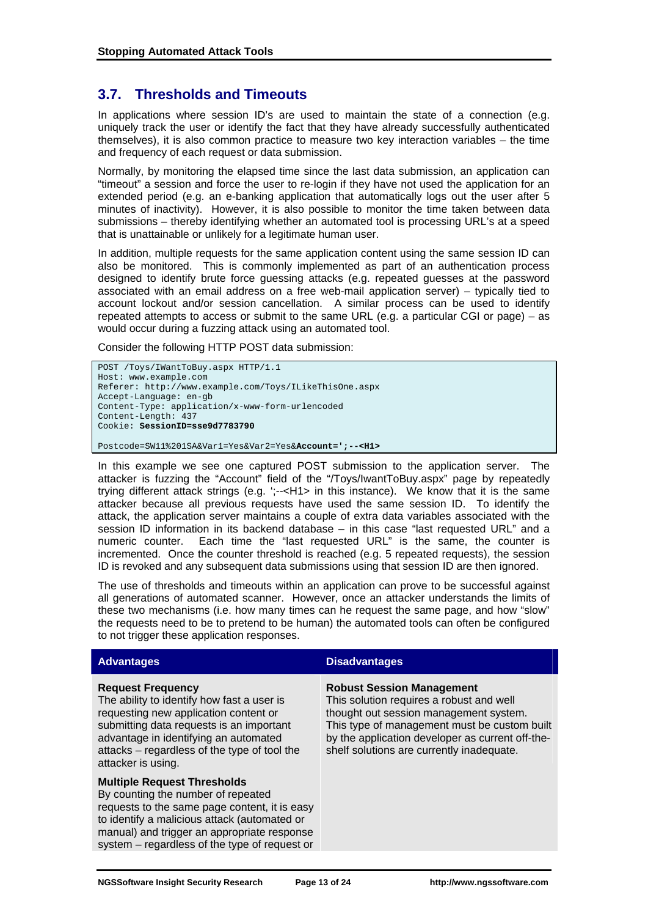## 3.7. Thresholds and Timeouts

In applications where session ID's are used to maintain the state of a connection (e.g. uniquely track the user or identify the fact that they have already successfully authenticated themselves), it is also common practice to measure two key interaction variables – the time and frequency of each request or data submission.

Normally, by monitoring the elapsed time since the last data submission, an application can "timeout" a session and force the user to re-login if they have not used the application for an extended period (e.g. an e-banking application that automatically logs out the user after 5 minutes of inactivity). However, it is also possible to monitor the time taken between data submissions – thereby identifying whether an automated tool is processing URL's at a speed that is unattainable or unlikely for a legitimate human user.

In addition, multiple requests for the same application content using the same session ID can also be monitored. This is commonly implemented as part of an authentication process designed to identify brute force guessing attacks (e.g. repeated guesses at the password associated with an email address on a free web-mail application server) – typically tied to account lockout and/or session cancellation. A similar process can be used to identify repeated attempts to access or submit to the same URL (e.g. a particular CGI or page) – as would occur during a fuzzing attack using an automated tool.

Consider the following HTTP POST data submission:

```
POST /Toys/IWantToBuy.aspx HTTP/1.1
Host: www.example.com
Referer: http://www.example.com/Toys/ILikeThisOne.aspx
Accept-Language: en-gb
Content-Type: application/x-www-form-urlencoded
Content-Length: 437
Cookie: SessionID=sse9d7783790

Postcode=SW11%201SA&Var1=Yes&Var2=Yes&Account=';--<H1>
```

In this example we see one captured POST submission to the application server. The attacker is fuzzing the "Account" field of the "/Toys/IwantToBuy.aspx" page by repeatedly trying different attack strings (e.g. ';--<H1> in this instance). We know that it is the same attacker because all previous requests have used the same session ID. To identify the attack, the application server maintains a couple of extra data variables associated with the session ID information in its backend database – in this case "last requested URL" and a numeric counter. Each time the "last requested URL" is the same, the counter is incremented. Once the counter threshold is reached (e.g. 5 repeated requests), the session ID is revoked and any subsequent data submissions using that session ID are then ignored.

The use of thresholds and timeouts within an application can prove to be successful against all generations of automated scanner. However, once an attacker understands the limits of these two mechanisms (i.e. how many times can he request the same page, and how "slow" the requests need to be to pretend to be human) the automated tools can often be configured to not trigger these application responses.

| Advantages | Disadvantages |
| --- | --- |
| **Request Frequency**<br>The ability to identify how fast a user is requesting new application content or submitting data requests is an important advantage in identifying an automated attacks – regardless of the type of tool the attacker is using.<br><br>**Multiple Request Thresholds**<br>By counting the number of repeated requests to the same page content, it is easy to identify a malicious attack (automated or manual) and trigger an appropriate response system – regardless of the type of request or | **Robust Session Management**<br>This solution requires a robust and well thought out session management system. This type of management must be custom built by the application developer as current off-the-shelf solutions are currently inadequate. |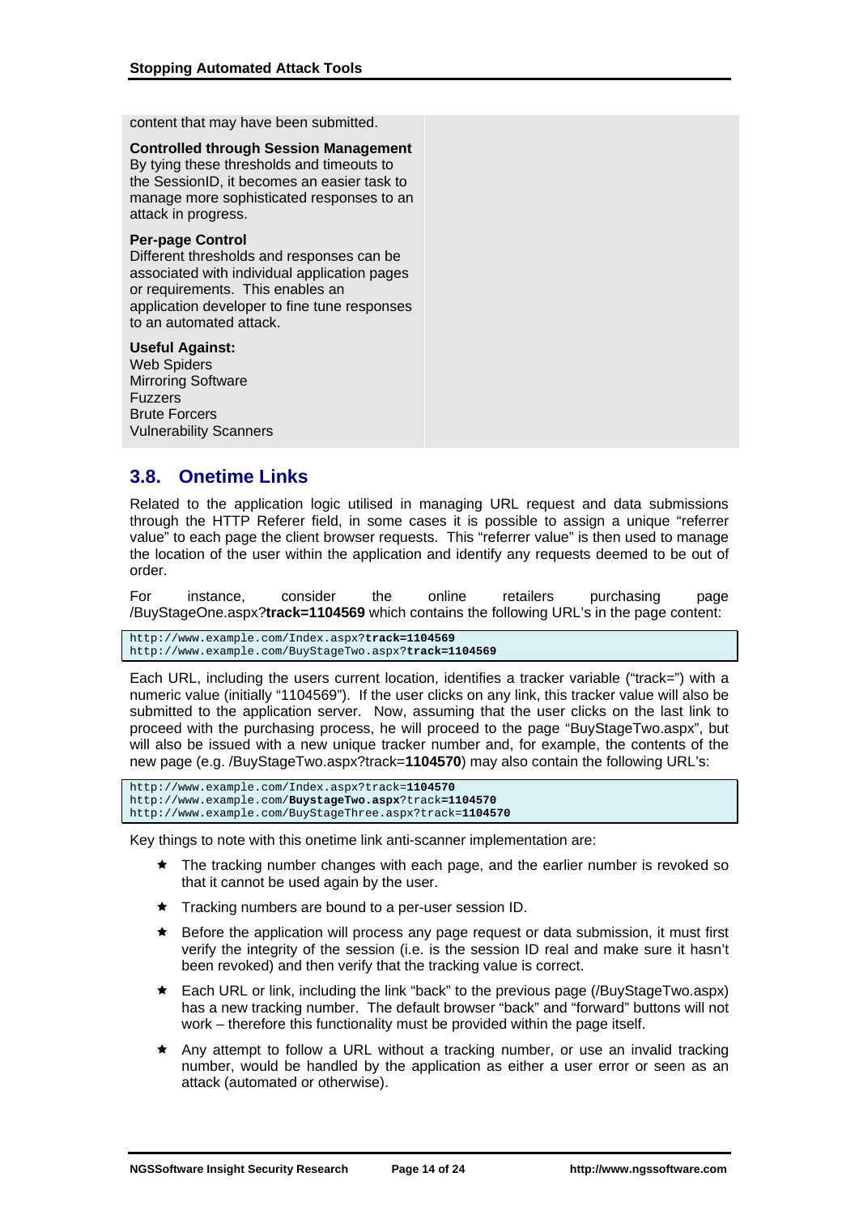content that may have been submitted.

**Controlled through Session Management**
By tying these thresholds and timeouts to the SessionID, it becomes an easier task to manage more sophisticated responses to an attack in progress.

**Per-page Control**
Different thresholds and responses can be associated with individual application pages or requirements. This enables an application developer to fine tune responses to an automated attack.

**Useful Against:**
Web Spiders
Mirroring Software
Fuzzers
Brute Forcers
Vulnerability Scanners

## 3.8. Onetime Links

Related to the application logic utilised in managing URL request and data submissions through the HTTP Referer field, in some cases it is possible to assign a unique "referrer value" to each page the client browser requests. This "referrer value" is then used to manage the location of the user within the application and identify any requests deemed to be out of order.

For instance, consider the online retailers purchasing page /BuyStageOne.aspx?**track=1104569** which contains the following URL's in the page content:

```
http://www.example.com/Index.aspx?track=1104569
http://www.example.com/BuyStageTwo.aspx?track=1104569
```

Each URL, including the users current location, identifies a tracker variable ("track=") with a numeric value (initially "1104569"). If the user clicks on any link, this tracker value will also be submitted to the application server. Now, assuming that the user clicks on the last link to proceed with the purchasing process, he will proceed to the page "BuyStageTwo.aspx", but will also be issued with a new unique tracker number and, for example, the contents of the new page (e.g. /BuyStageTwo.aspx?track=**1104570**) may also contain the following URL's:

```
http://www.example.com/Index.aspx?track=1104570
http://www.example.com/BuystageTwo.aspx?track=1104570
http://www.example.com/BuyStageThree.aspx?track=1104570
```

Key things to note with this onetime link anti-scanner implementation are:

- The tracking number changes with each page, and the earlier number is revoked so that it cannot be used again by the user.
- Tracking numbers are bound to a per-user session ID.
- Before the application will process any page request or data submission, it must first verify the integrity of the session (i.e. is the session ID real and make sure it hasn't been revoked) and then verify that the tracking value is correct.
- Each URL or link, including the link "back" to the previous page (/BuyStageTwo.aspx) has a new tracking number. The default browser "back" and "forward" buttons will not work – therefore this functionality must be provided within the page itself.
- Any attempt to follow a URL without a tracking number, or use an invalid tracking number, would be handled by the application as either a user error or seen as an attack (automated or otherwise).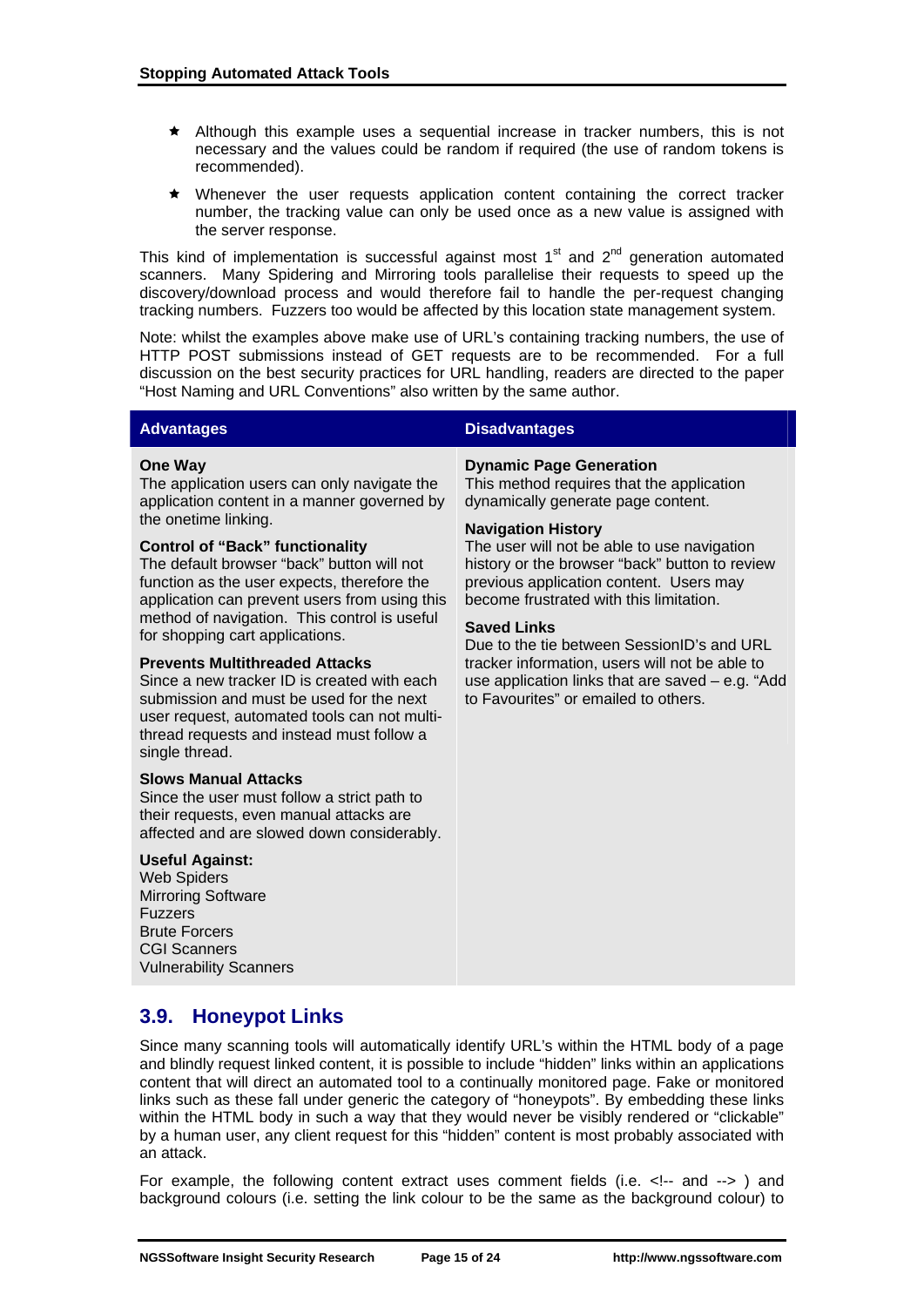- Although this example uses a sequential increase in tracker numbers, this is not necessary and the values could be random if required (the use of random tokens is recommended).
- Whenever the user requests application content containing the correct tracker number, the tracking value can only be used once as a new value is assigned with the server response.

This kind of implementation is successful against most 1st and 2nd generation automated scanners. Many Spidering and Mirroring tools parallelise their requests to speed up the discovery/download process and would therefore fail to handle the per-request changing tracking numbers. Fuzzers too would be affected by this location state management system.

Note: whilst the examples above make use of URL's containing tracking numbers, the use of HTTP POST submissions instead of GET requests are to be recommended. For a full discussion on the best security practices for URL handling, readers are directed to the paper "Host Naming and URL Conventions" also written by the same author.

| Advantages | Disadvantages |
| --- | --- |
| **One Way**<br>The application users can only navigate the application content in a manner governed by the onetime linking.<br><br>**Control of "Back" functionality**<br>The default browser "back" button will not function as the user expects, therefore the application can prevent users from using this method of navigation. This control is useful for shopping cart applications.<br><br>**Prevents Multithreaded Attacks**<br>Since a new tracker ID is created with each submission and must be used for the next user request, automated tools can not multi-thread requests and instead must follow a single thread.<br><br>**Slows Manual Attacks**<br>Since the user must follow a strict path to their requests, even manual attacks are affected and are slowed down considerably.<br><br>**Useful Against:**<br>Web Spiders<br>Mirroring Software<br>Fuzzers<br>Brute Forcers<br>CGI Scanners<br>Vulnerability Scanners | **Dynamic Page Generation**<br>This method requires that the application dynamically generate page content.<br><br>**Navigation History**<br>The user will not be able to use navigation history or the browser "back" button to review previous application content. Users may become frustrated with this limitation.<br><br>**Saved Links**<br>Due to the tie between SessionID's and URL tracker information, users will not be able to use application links that are saved – e.g. "Add to Favourites" or emailed to others. |

## 3.9. Honeypot Links

Since many scanning tools will automatically identify URL's within the HTML body of a page and blindly request linked content, it is possible to include "hidden" links within an applications content that will direct an automated tool to a continually monitored page. Fake or monitored links such as these fall under generic the category of "honeypots". By embedding these links within the HTML body in such a way that they would never be visibly rendered or "clickable" by a human user, any client request for this "hidden" content is most probably associated with an attack.

For example, the following content extract uses comment fields (i.e. <!-- and --> ) and background colours (i.e. setting the link colour to be the same as the background colour) to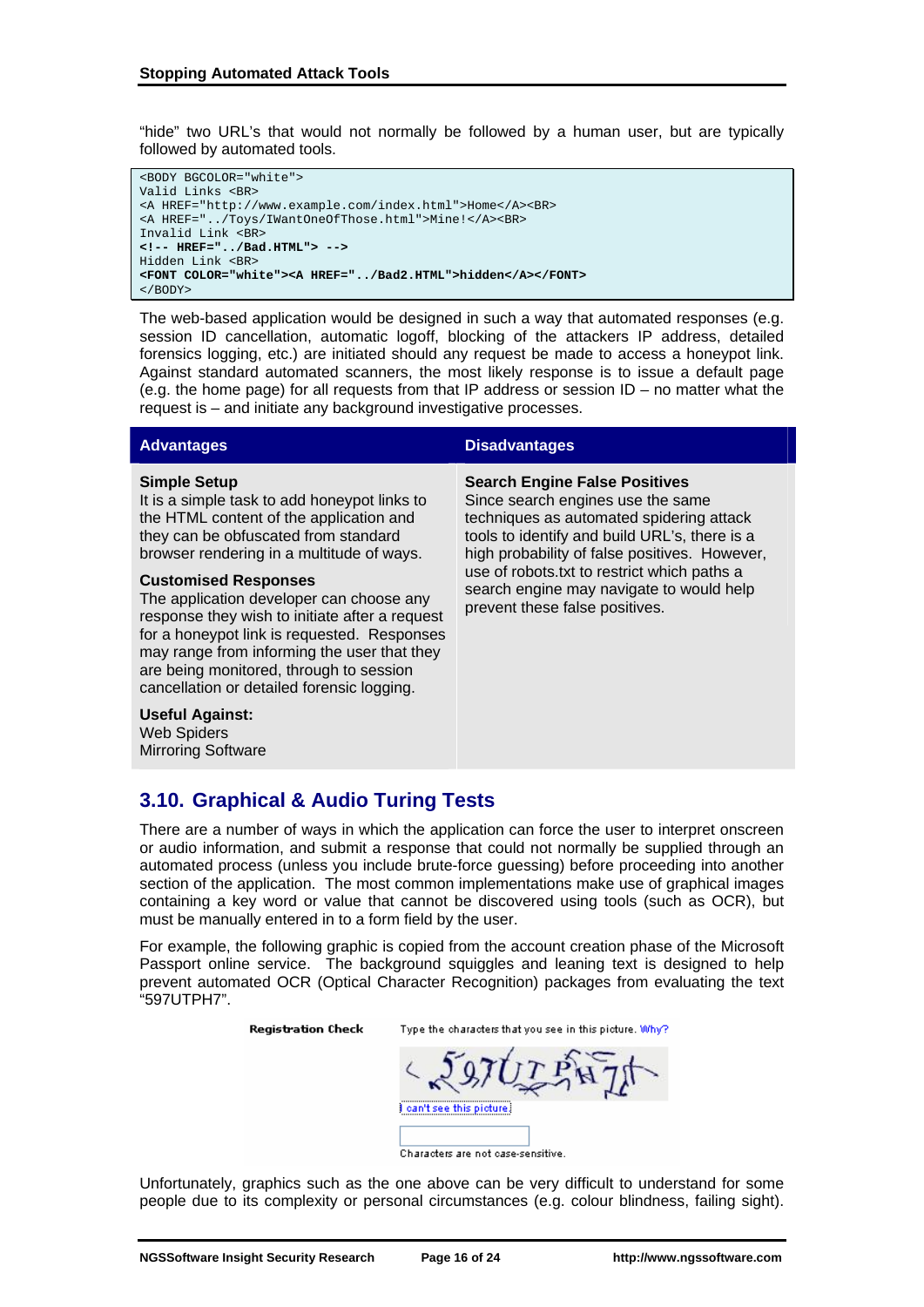"hide" two URL's that would not normally be followed by a human user, but are typically followed by automated tools.

```
<BODY BGCOLOR="white">
Valid Links <BR>
<A HREF="http://www.example.com/index.html">Home</A><BR>
<A HREF="../Toys/IWantOneOfThose.html">Mine!</A><BR>
Invalid Link <BR>
<!-- HREF="../Bad.HTML"> -->
Hidden Link <BR>
<FONT COLOR="white"><A HREF="../Bad2.HTML">hidden</A></FONT>
</BODY>
```

The web-based application would be designed in such a way that automated responses (e.g. session ID cancellation, automatic logoff, blocking of the attackers IP address, detailed forensics logging, etc.) are initiated should any request be made to access a honeypot link. Against standard automated scanners, the most likely response is to issue a default page (e.g. the home page) for all requests from that IP address or session ID – no matter what the request is – and initiate any background investigative processes.

| Advantages | Disadvantages |
| --- | --- |
| **Simple Setup**<br>It is a simple task to add honeypot links to the HTML content of the application and they can be obfuscated from standard browser rendering in a multitude of ways.<br><br>**Customised Responses**<br>The application developer can choose any response they wish to initiate after a request for a honeypot link is requested. Responses may range from informing the user that they are being monitored, through to session cancellation or detailed forensic logging.<br><br>**Useful Against:**<br>Web Spiders<br>Mirroring Software | **Search Engine False Positives**<br>Since search engines use the same techniques as automated spidering attack tools to identify and build URL's, there is a high probability of false positives. However, use of robots.txt to restrict which paths a search engine may navigate to would help prevent these false positives. |

## 3.10. Graphical & Audio Turing Tests

There are a number of ways in which the application can force the user to interpret onscreen or audio information, and submit a response that could not normally be supplied through an automated process (unless you include brute-force guessing) before proceeding into another section of the application. The most common implementations make use of graphical images containing a key word or value that cannot be discovered using tools (such as OCR), but must be manually entered in to a form field by the user.

For example, the following graphic is copied from the account creation phase of the Microsoft Passport online service. The background squiggles and leaning text is designed to help prevent automated OCR (Optical Character Recognition) packages from evaluating the text "597UTPH7".

Registration Check    Type the characters that you see in this picture. Why?

I can't see this picture

Characters are not case-sensitive.

Unfortunately, graphics such as the one above can be very difficult to understand for some people due to its complexity or personal circumstances (e.g. colour blindness, failing sight).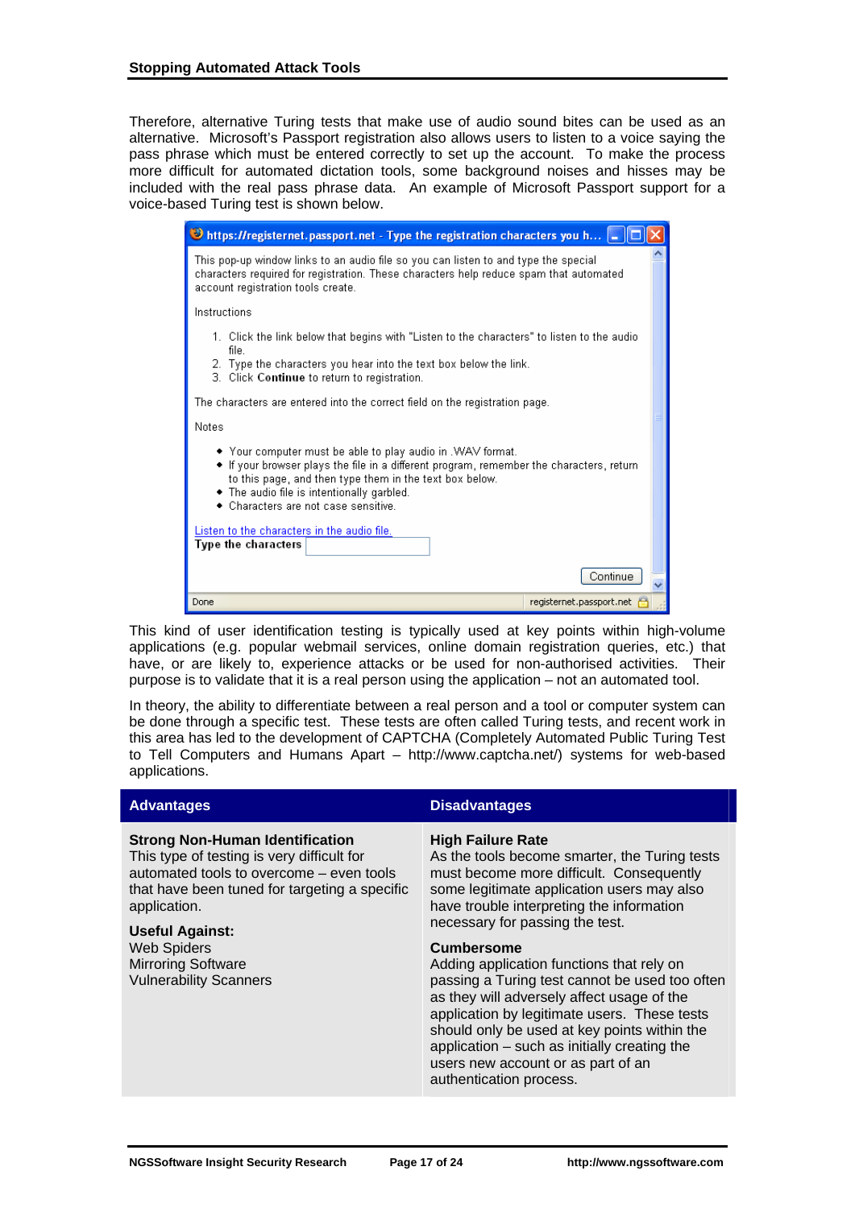Therefore, alternative Turing tests that make use of audio sound bites can be used as an alternative. Microsoft's Passport registration also allows users to listen to a voice saying the pass phrase which must be entered correctly to set up the account. To make the process more difficult for automated dictation tools, some background noises and hisses may be included with the real pass phrase data. An example of Microsoft Passport support for a voice-based Turing test is shown below.

https://registernet.passport.net - Type the registration characters you h...

This pop-up window links to an audio file so you can listen to and type the special characters required for registration. These characters help reduce spam that automated account registration tools create.

Instructions

1. Click the link below that begins with "Listen to the characters" to listen to the audio file.
2. Type the characters you hear into the text box below the link.
3. Click **Continue** to return to registration.

The characters are entered into the correct field on the registration page.

Notes

- Your computer must be able to play audio in .WAV format.
- If your browser plays the file in a different program, remember the characters, return to this page, and then type them in the text box below.
- The audio file is intentionally garbled.
- Characters are not case sensitive.

Listen to the characters in the audio file.
**Type the characters**

Continue

Done registernet.passport.net

This kind of user identification testing is typically used at key points within high-volume applications (e.g. popular webmail services, online domain registration queries, etc.) that have, or are likely to, experience attacks or be used for non-authorised activities. Their purpose is to validate that it is a real person using the application – not an automated tool.

In theory, the ability to differentiate between a real person and a tool or computer system can be done through a specific test. These tests are often called Turing tests, and recent work in this area has led to the development of CAPTCHA (Completely Automated Public Turing Test to Tell Computers and Humans Apart – http://www.captcha.net/) systems for web-based applications.

| Advantages | Disadvantages |
|---|---|
| **Strong Non-Human Identification**<br>This type of testing is very difficult for automated tools to overcome – even tools that have been tuned for targeting a specific application.<br><br>**Useful Against:**<br>Web Spiders<br>Mirroring Software<br>Vulnerability Scanners | **High Failure Rate**<br>As the tools become smarter, the Turing tests must become more difficult. Consequently some legitimate application users may also have trouble interpreting the information necessary for passing the test.<br><br>**Cumbersome**<br>Adding application functions that rely on passing a Turing test cannot be used too often as they will adversely affect usage of the application by legitimate users. These tests should only be used at key points within the application – such as initially creating the users new account or as part of an authentication process. |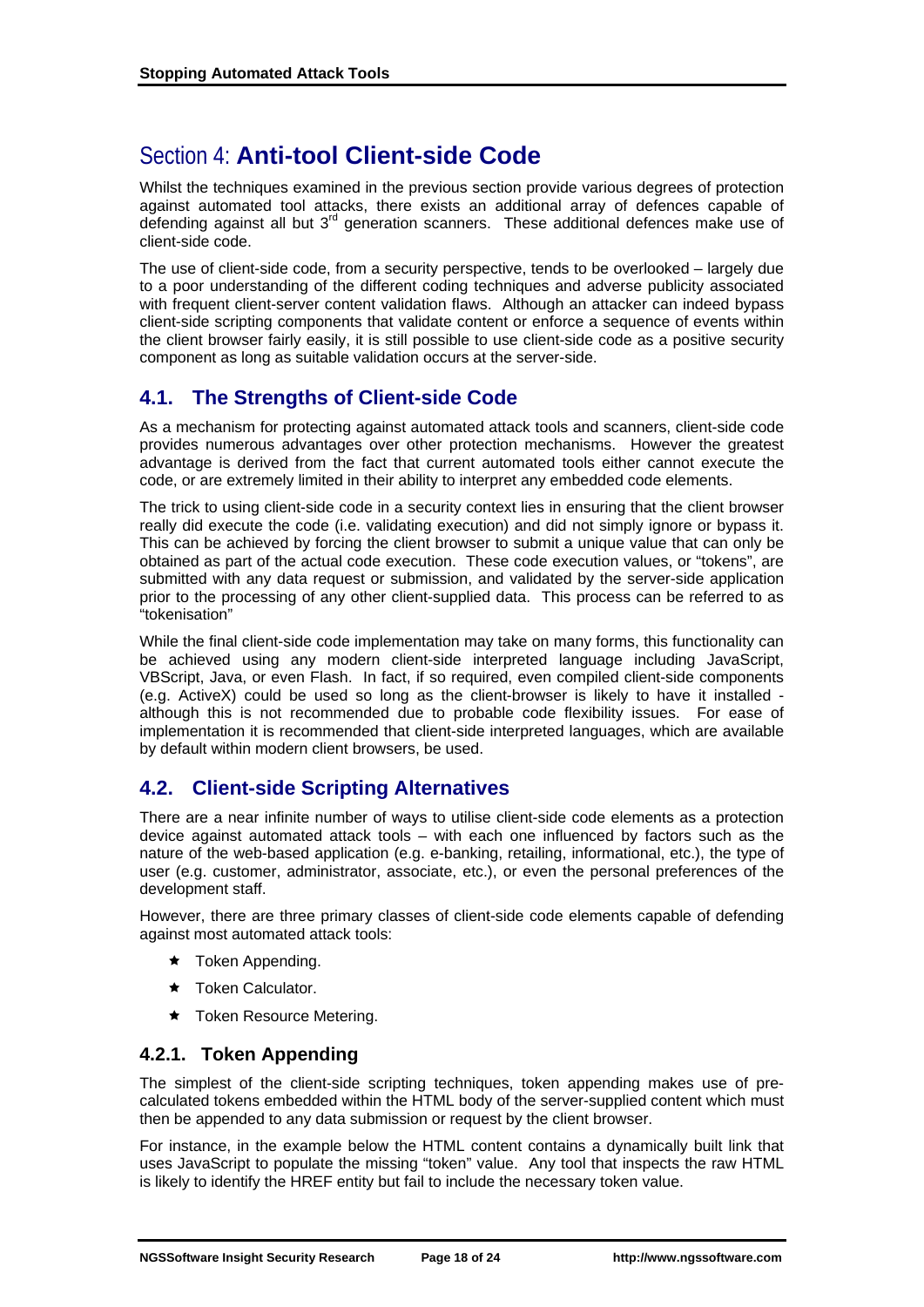# Section 4: **Anti-tool Client-side Code**

Whilst the techniques examined in the previous section provide various degrees of protection against automated tool attacks, there exists an additional array of defences capable of defending against all but 3rd generation scanners. These additional defences make use of client-side code.

The use of client-side code, from a security perspective, tends to be overlooked – largely due to a poor understanding of the different coding techniques and adverse publicity associated with frequent client-server content validation flaws. Although an attacker can indeed bypass client-side scripting components that validate content or enforce a sequence of events within the client browser fairly easily, it is still possible to use client-side code as a positive security component as long as suitable validation occurs at the server-side.

## 4.1. The Strengths of Client-side Code

As a mechanism for protecting against automated attack tools and scanners, client-side code provides numerous advantages over other protection mechanisms. However the greatest advantage is derived from the fact that current automated tools either cannot execute the code, or are extremely limited in their ability to interpret any embedded code elements.

The trick to using client-side code in a security context lies in ensuring that the client browser really did execute the code (i.e. validating execution) and did not simply ignore or bypass it. This can be achieved by forcing the client browser to submit a unique value that can only be obtained as part of the actual code execution. These code execution values, or "tokens", are submitted with any data request or submission, and validated by the server-side application prior to the processing of any other client-supplied data. This process can be referred to as "tokenisation"

While the final client-side code implementation may take on many forms, this functionality can be achieved using any modern client-side interpreted language including JavaScript, VBScript, Java, or even Flash. In fact, if so required, even compiled client-side components (e.g. ActiveX) could be used so long as the client-browser is likely to have it installed - although this is not recommended due to probable code flexibility issues. For ease of implementation it is recommended that client-side interpreted languages, which are available by default within modern client browsers, be used.

## 4.2. Client-side Scripting Alternatives

There are a near infinite number of ways to utilise client-side code elements as a protection device against automated attack tools – with each one influenced by factors such as the nature of the web-based application (e.g. e-banking, retailing, informational, etc.), the type of user (e.g. customer, administrator, associate, etc.), or even the personal preferences of the development staff.

However, there are three primary classes of client-side code elements capable of defending against most automated attack tools:

- Token Appending.
- Token Calculator.
- Token Resource Metering.

### 4.2.1. Token Appending

The simplest of the client-side scripting techniques, token appending makes use of pre-calculated tokens embedded within the HTML body of the server-supplied content which must then be appended to any data submission or request by the client browser.

For instance, in the example below the HTML content contains a dynamically built link that uses JavaScript to populate the missing "token" value. Any tool that inspects the raw HTML is likely to identify the HREF entity but fail to include the necessary token value.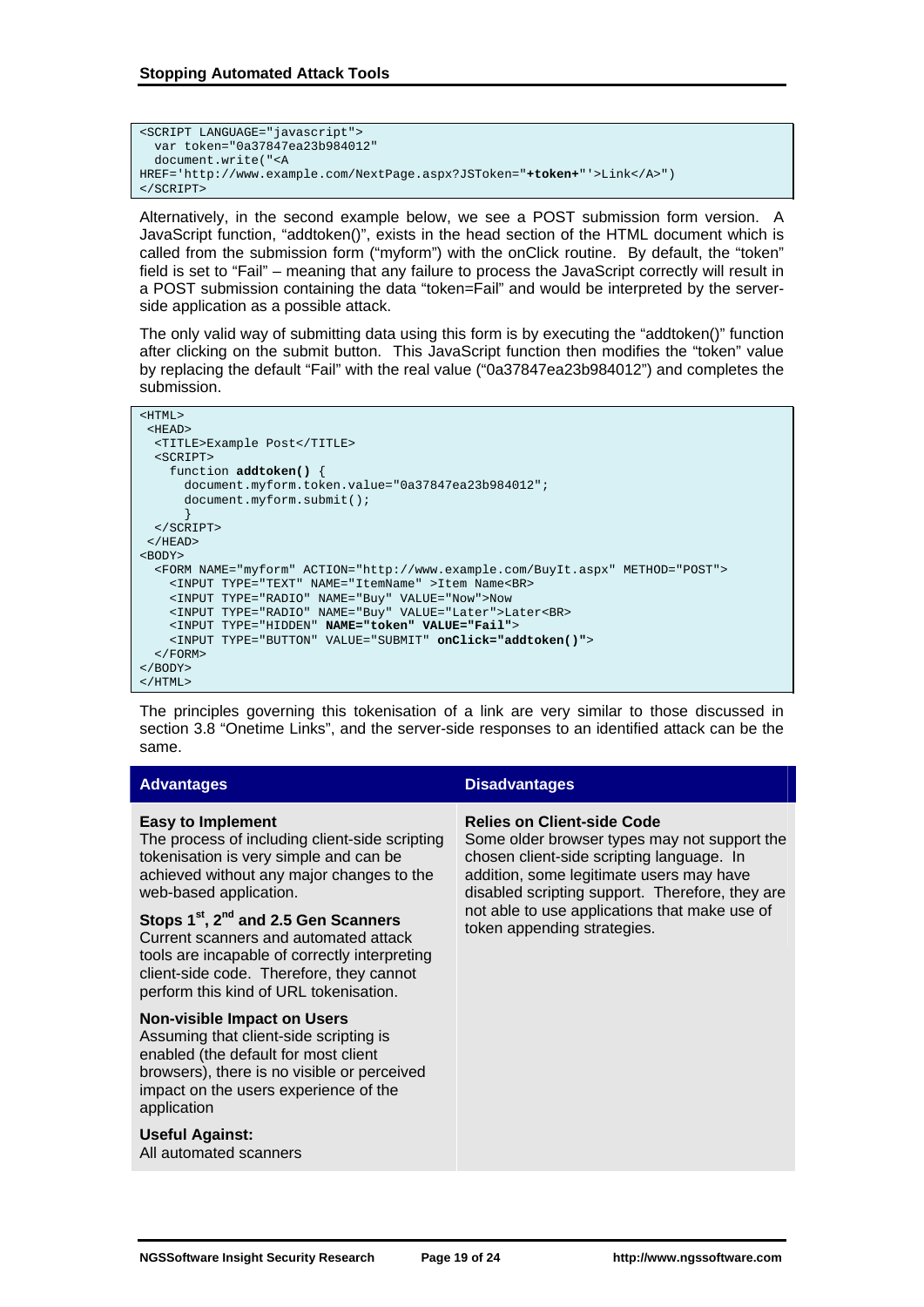```
<SCRIPT LANGUAGE="javascript">
  var token="0a37847ea23b984012"
  document.write("<A
HREF='http://www.example.com/NextPage.aspx?JSToken="+token+"'>Link</A>")
</SCRIPT>
```

Alternatively, in the second example below, we see a POST submission form version. A JavaScript function, "addtoken()", exists in the head section of the HTML document which is called from the submission form ("myform") with the onClick routine. By default, the "token" field is set to "Fail" – meaning that any failure to process the JavaScript correctly will result in a POST submission containing the data "token=Fail" and would be interpreted by the server-side application as a possible attack.

The only valid way of submitting data using this form is by executing the "addtoken()" function after clicking on the submit button. This JavaScript function then modifies the "token" value by replacing the default "Fail" with the real value ("0a37847ea23b984012") and completes the submission.

```
<HTML>
 <HEAD>
  <TITLE>Example Post</TITLE>
  <SCRIPT>
    function addtoken() {
      document.myform.token.value="0a37847ea23b984012";
      document.myform.submit();
      }
  </SCRIPT>
 </HEAD>
<BODY>
  <FORM NAME="myform" ACTION="http://www.example.com/BuyIt.aspx" METHOD="POST">
    <INPUT TYPE="TEXT" NAME="ItemName" >Item Name<BR>
    <INPUT TYPE="RADIO" NAME="Buy" VALUE="Now">Now
    <INPUT TYPE="RADIO" NAME="Buy" VALUE="Later">Later<BR>
    <INPUT TYPE="HIDDEN" NAME="token" VALUE="Fail">
    <INPUT TYPE="BUTTON" VALUE="SUBMIT" onClick="addtoken()">
  </FORM>
</BODY>
</HTML>
```

The principles governing this tokenisation of a link are very similar to those discussed in section 3.8 "Onetime Links", and the server-side responses to an identified attack can be the same.

| Advantages | Disadvantages |
| --- | --- |
| **Easy to Implement**<br>The process of including client-side scripting tokenisation is very simple and can be achieved without any major changes to the web-based application.<br><br>**Stops 1st, 2nd and 2.5 Gen Scanners**<br>Current scanners and automated attack tools are incapable of correctly interpreting client-side code. Therefore, they cannot perform this kind of URL tokenisation.<br><br>**Non-visible Impact on Users**<br>Assuming that client-side scripting is enabled (the default for most client browsers), there is no visible or perceived impact on the users experience of the application<br><br>**Useful Against:**<br>All automated scanners | **Relies on Client-side Code**<br>Some older browser types may not support the chosen client-side scripting language. In addition, some legitimate users may have disabled scripting support. Therefore, they are not able to use applications that make use of token appending strategies. |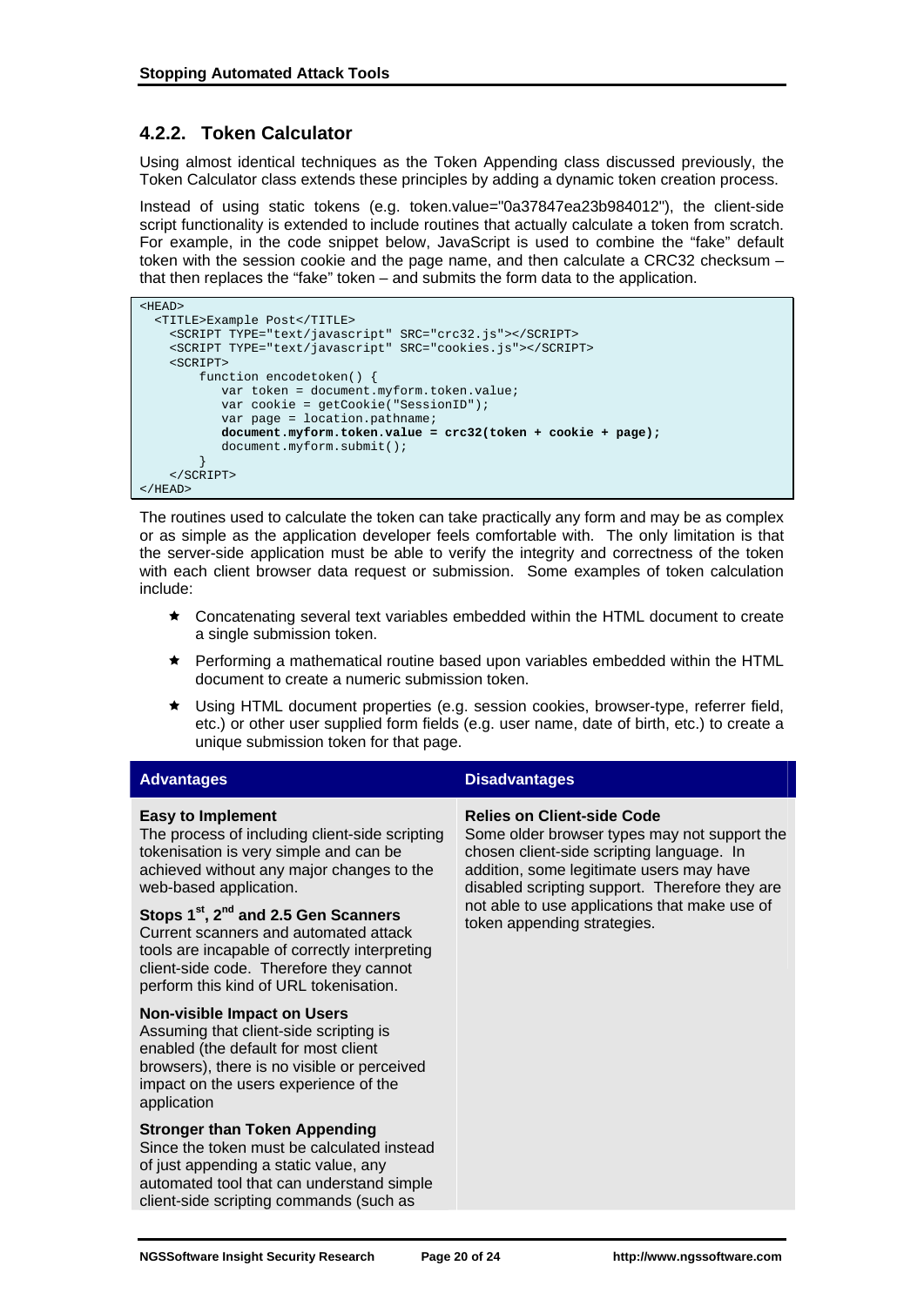### 4.2.2. Token Calculator

Using almost identical techniques as the Token Appending class discussed previously, the Token Calculator class extends these principles by adding a dynamic token creation process.

Instead of using static tokens (e.g. token.value="0a37847ea23b984012"), the client-side script functionality is extended to include routines that actually calculate a token from scratch. For example, in the code snippet below, JavaScript is used to combine the "fake" default token with the session cookie and the page name, and then calculate a CRC32 checksum – that then replaces the "fake" token – and submits the form data to the application.

```
<HEAD>
  <TITLE>Example Post</TITLE>
    <SCRIPT TYPE="text/javascript" SRC="crc32.js"></SCRIPT>
    <SCRIPT TYPE="text/javascript" SRC="cookies.js"></SCRIPT>
    <SCRIPT>
        function encodetoken() {
           var token = document.myform.token.value;
           var cookie = getCookie("SessionID");
           var page = location.pathname;
           document.myform.token.value = crc32(token + cookie + page);
           document.myform.submit();
        }
    </SCRIPT>
</HEAD>
```

The routines used to calculate the token can take practically any form and may be as complex or as simple as the application developer feels comfortable with. The only limitation is that the server-side application must be able to verify the integrity and correctness of the token with each client browser data request or submission. Some examples of token calculation include:

- Concatenating several text variables embedded within the HTML document to create a single submission token.
- Performing a mathematical routine based upon variables embedded within the HTML document to create a numeric submission token.
- Using HTML document properties (e.g. session cookies, browser-type, referrer field, etc.) or other user supplied form fields (e.g. user name, date of birth, etc.) to create a unique submission token for that page.

| Advantages | Disadvantages |
|---|---|
| **Easy to Implement**<br>The process of including client-side scripting tokenisation is very simple and can be achieved without any major changes to the web-based application.<br><br>**Stops 1st, 2nd and 2.5 Gen Scanners**<br>Current scanners and automated attack tools are incapable of correctly interpreting client-side code. Therefore they cannot perform this kind of URL tokenisation.<br><br>**Non-visible Impact on Users**<br>Assuming that client-side scripting is enabled (the default for most client browsers), there is no visible or perceived impact on the users experience of the application<br><br>**Stronger than Token Appending**<br>Since the token must be calculated instead of just appending a static value, any automated tool that can understand simple client-side scripting commands (such as | **Relies on Client-side Code**<br>Some older browser types may not support the chosen client-side scripting language. In addition, some legitimate users may have disabled scripting support. Therefore they are not able to use applications that make use of token appending strategies. |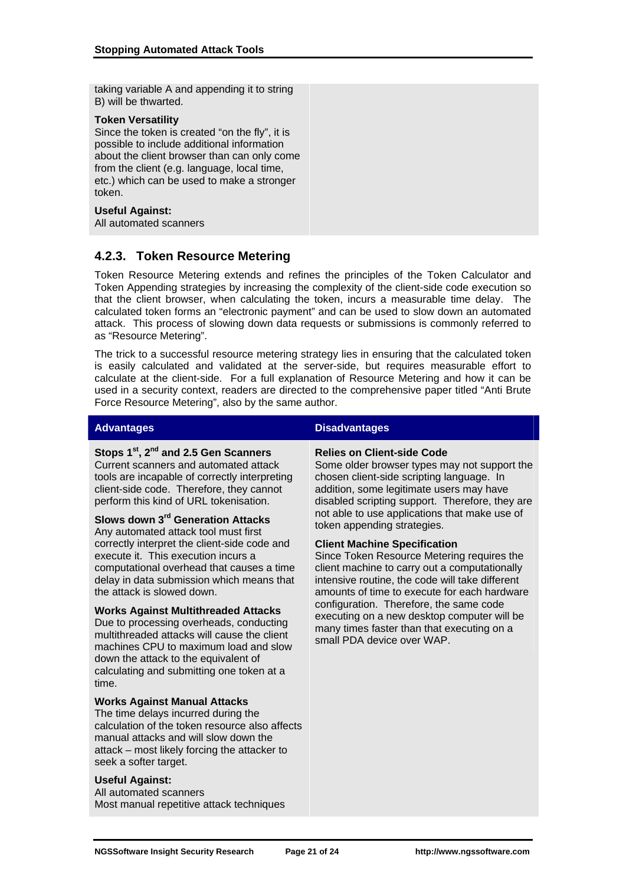taking variable A and appending it to string B) will be thwarted.

**Token Versatility**
Since the token is created "on the fly", it is possible to include additional information about the client browser than can only come from the client (e.g. language, local time, etc.) which can be used to make a stronger token.

**Useful Against:**
All automated scanners

### 4.2.3. Token Resource Metering

Token Resource Metering extends and refines the principles of the Token Calculator and Token Appending strategies by increasing the complexity of the client-side code execution so that the client browser, when calculating the token, incurs a measurable time delay. The calculated token forms an "electronic payment" and can be used to slow down an automated attack. This process of slowing down data requests or submissions is commonly referred to as "Resource Metering".

The trick to a successful resource metering strategy lies in ensuring that the calculated token is easily calculated and validated at the server-side, but requires measurable effort to calculate at the client-side. For a full explanation of Resource Metering and how it can be used in a security context, readers are directed to the comprehensive paper titled "Anti Brute Force Resource Metering", also by the same author.

| Advantages | Disadvantages |
| --- | --- |
| **Stops 1st, 2nd and 2.5 Gen Scanners**<br>Current scanners and automated attack tools are incapable of correctly interpreting client-side code. Therefore, they cannot perform this kind of URL tokenisation.<br><br>**Slows down 3rd Generation Attacks**<br>Any automated attack tool must first correctly interpret the client-side code and execute it. This execution incurs a computational overhead that causes a time delay in data submission which means that the attack is slowed down.<br><br>**Works Against Multithreaded Attacks**<br>Due to processing overheads, conducting multithreaded attacks will cause the client machines CPU to maximum load and slow down the attack to the equivalent of calculating and submitting one token at a time.<br><br>**Works Against Manual Attacks**<br>The time delays incurred during the calculation of the token resource also affects manual attacks and will slow down the attack – most likely forcing the attacker to seek a softer target.<br><br>**Useful Against:**<br>All automated scanners<br>Most manual repetitive attack techniques | **Relies on Client-side Code**<br>Some older browser types may not support the chosen client-side scripting language. In addition, some legitimate users may have disabled scripting support. Therefore, they are not able to use applications that make use of token appending strategies.<br><br>**Client Machine Specification**<br>Since Token Resource Metering requires the client machine to carry out a computationally intensive routine, the code will take different amounts of time to execute for each hardware configuration. Therefore, the same code executing on a new desktop computer will be many times faster than that executing on a small PDA device over WAP. |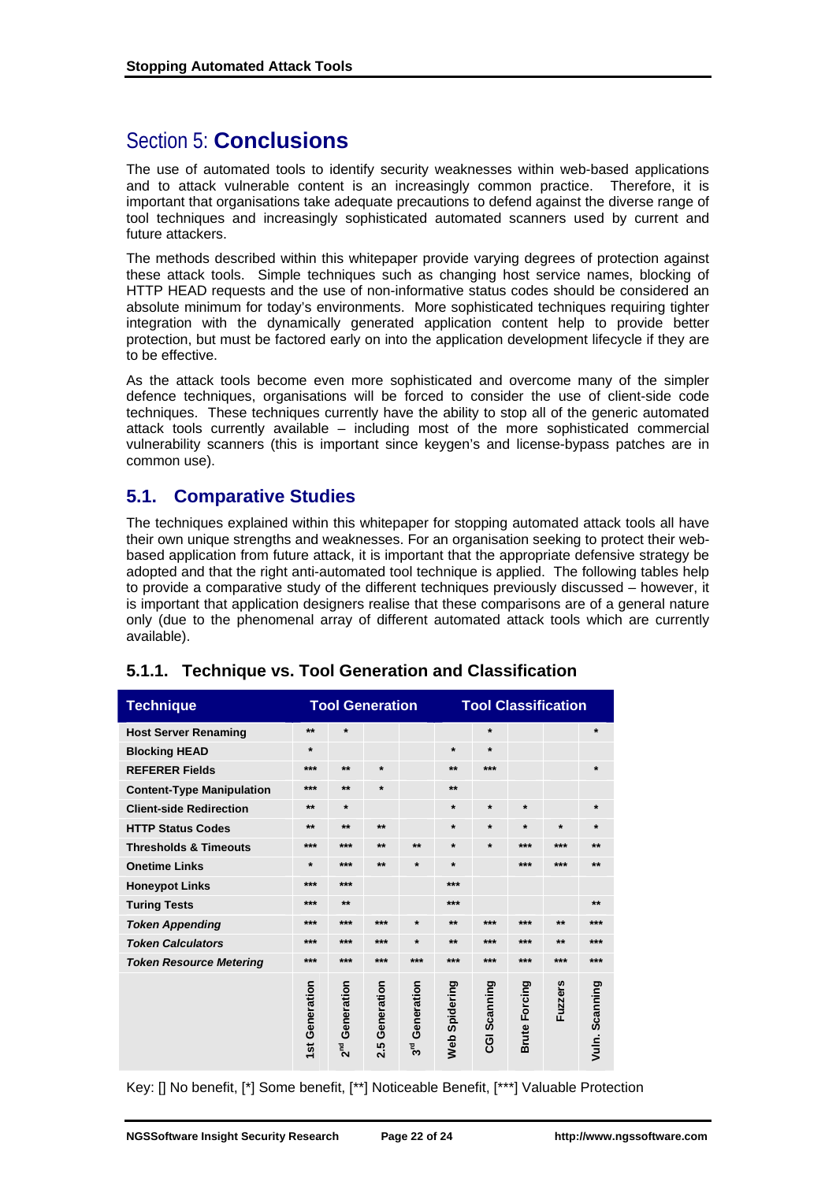# Section 5: **Conclusions**

The use of automated tools to identify security weaknesses within web-based applications and to attack vulnerable content is an increasingly common practice. Therefore, it is important that organisations take adequate precautions to defend against the diverse range of tool techniques and increasingly sophisticated automated scanners used by current and future attackers.

The methods described within this whitepaper provide varying degrees of protection against these attack tools. Simple techniques such as changing host service names, blocking of HTTP HEAD requests and the use of non-informative status codes should be considered an absolute minimum for today's environments. More sophisticated techniques requiring tighter integration with the dynamically generated application content help to provide better protection, but must be factored early on into the application development lifecycle if they are to be effective.

As the attack tools become even more sophisticated and overcome many of the simpler defence techniques, organisations will be forced to consider the use of client-side code techniques. These techniques currently have the ability to stop all of the generic automated attack tools currently available – including most of the more sophisticated commercial vulnerability scanners (this is important since keygen's and license-bypass patches are in common use).

## 5.1. Comparative Studies

The techniques explained within this whitepaper for stopping automated attack tools all have their own unique strengths and weaknesses. For an organisation seeking to protect their web-based application from future attack, it is important that the appropriate defensive strategy be adopted and that the right anti-automated tool technique is applied. The following tables help to provide a comparative study of the different techniques previously discussed – however, it is important that application designers realise that these comparisons are of a general nature only (due to the phenomenal array of different automated attack tools which are currently available).

### 5.1.1. Technique vs. Tool Generation and Classification

| Technique | Tool Generation | | | | Tool Classification | | | | |
|---|---|---|---|---|---|---|---|---|---|
| | 1st Generation | 2nd Generation | 2.5 Generation | 3rd Generation | Web Spidering | CGI Scanning | Brute Forcing | Fuzzers | Vuln. Scanning |
| **Host Server Renaming** | ** | * | | | | * | | | * |
| **Blocking HEAD** | * | | | | * | * | | | |
| **REFERER Fields** | *** | ** | * | | ** | *** | | | * |
| **Content-Type Manipulation** | *** | ** | * | | ** | | | | |
| **Client-side Redirection** | ** | * | | | * | * | * | | * |
| **HTTP Status Codes** | ** | ** | ** | | * | * | * | * | * |
| **Thresholds & Timeouts** | *** | *** | ** | ** | * | * | *** | *** | ** |
| **Onetime Links** | * | *** | ** | * | * | | *** | *** | ** |
| **Honeypot Links** | *** | *** | | | *** | | | | |
| **Turing Tests** | *** | ** | | | *** | | | | ** |
| ***Token Appending*** | *** | *** | *** | * | ** | *** | *** | ** | *** |
| ***Token Calculators*** | *** | *** | *** | * | ** | *** | *** | ** | *** |
| ***Token Resource Metering*** | *** | *** | *** | *** | *** | *** | *** | *** | *** |

Key: [] No benefit, [*] Some benefit, [**] Noticeable Benefit, [***] Valuable Protection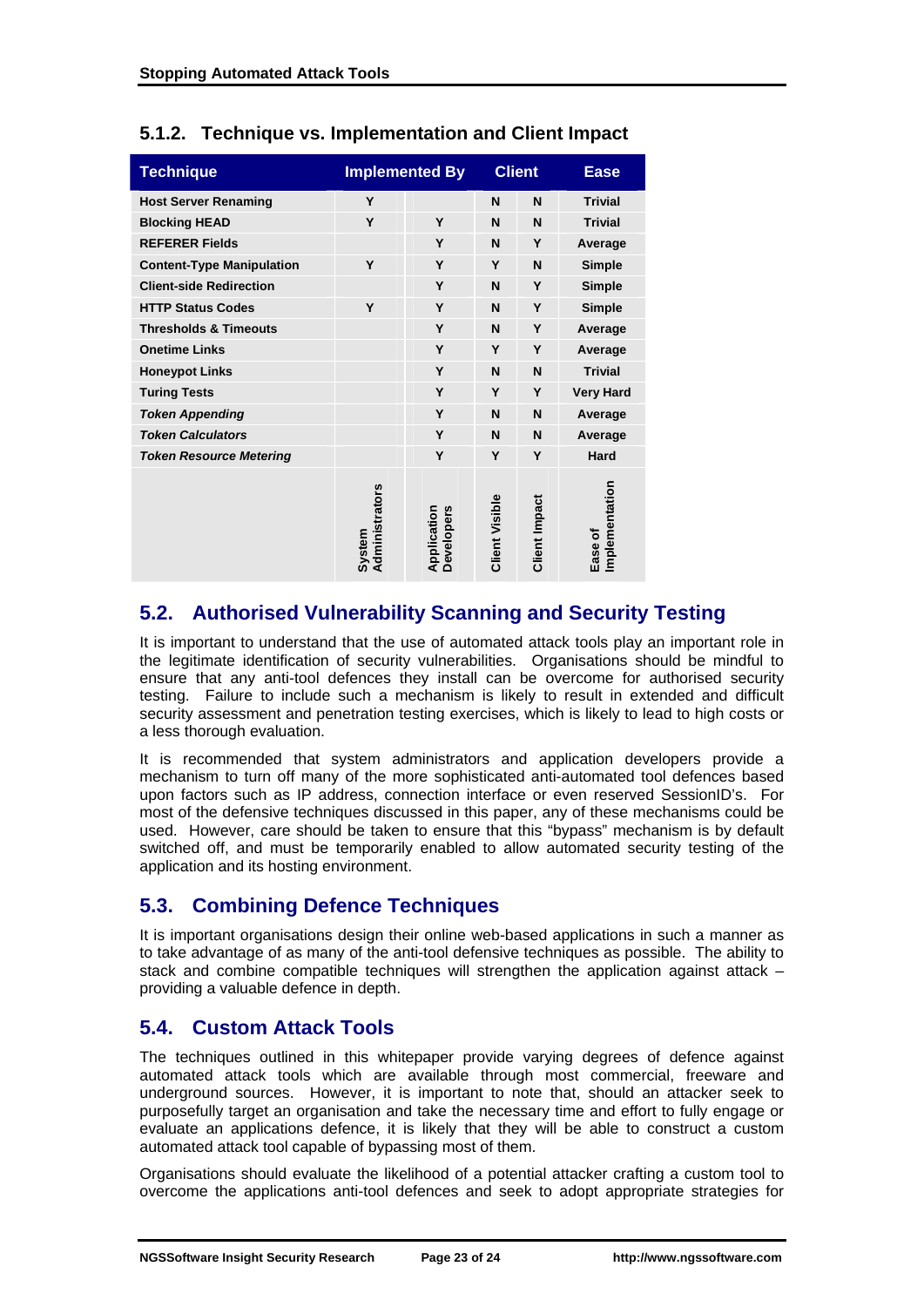### 5.1.2. Technique vs. Implementation and Client Impact

| Technique | Implemented By | | Client | | Ease |
|---|---|---|---|---|---|
| | System Administrators | Application Developers | Client Visible | Client Impact | Ease of Implementation |
| **Host Server Renaming** | Y | | N | N | Trivial |
| **Blocking HEAD** | Y | Y | N | N | Trivial |
| **REFERER Fields** | | Y | N | Y | Average |
| **Content-Type Manipulation** | Y | Y | Y | N | Simple |
| **Client-side Redirection** | | Y | N | Y | Simple |
| **HTTP Status Codes** | Y | Y | N | Y | Simple |
| **Thresholds & Timeouts** | | Y | N | Y | Average |
| **Onetime Links** | | Y | Y | Y | Average |
| **Honeypot Links** | | Y | N | N | Trivial |
| **Turing Tests** | | Y | Y | Y | Very Hard |
| ***Token Appending*** | | Y | N | N | Average |
| ***Token Calculators*** | | Y | N | N | Average |
| ***Token Resource Metering*** | | Y | Y | Y | Hard |

## 5.2. Authorised Vulnerability Scanning and Security Testing

It is important to understand that the use of automated attack tools play an important role in the legitimate identification of security vulnerabilities. Organisations should be mindful to ensure that any anti-tool defences they install can be overcome for authorised security testing. Failure to include such a mechanism is likely to result in extended and difficult security assessment and penetration testing exercises, which is likely to lead to high costs or a less thorough evaluation.

It is recommended that system administrators and application developers provide a mechanism to turn off many of the more sophisticated anti-automated tool defences based upon factors such as IP address, connection interface or even reserved SessionID's. For most of the defensive techniques discussed in this paper, any of these mechanisms could be used. However, care should be taken to ensure that this "bypass" mechanism is by default switched off, and must be temporarily enabled to allow automated security testing of the application and its hosting environment.

## 5.3. Combining Defence Techniques

It is important organisations design their online web-based applications in such a manner as to take advantage of as many of the anti-tool defensive techniques as possible. The ability to stack and combine compatible techniques will strengthen the application against attack – providing a valuable defence in depth.

## 5.4. Custom Attack Tools

The techniques outlined in this whitepaper provide varying degrees of defence against automated attack tools which are available through most commercial, freeware and underground sources. However, it is important to note that, should an attacker seek to purposefully target an organisation and take the necessary time and effort to fully engage or evaluate an applications defence, it is likely that they will be able to construct a custom automated attack tool capable of bypassing most of them.

Organisations should evaluate the likelihood of a potential attacker crafting a custom tool to overcome the applications anti-tool defences and seek to adopt appropriate strategies for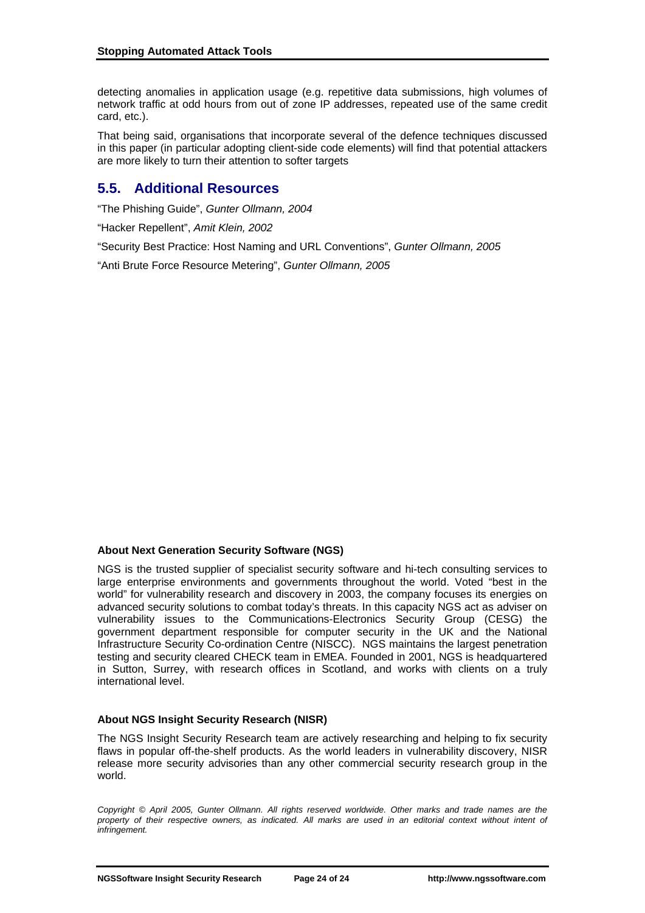detecting anomalies in application usage (e.g. repetitive data submissions, high volumes of network traffic at odd hours from out of zone IP addresses, repeated use of the same credit card, etc.).

That being said, organisations that incorporate several of the defence techniques discussed in this paper (in particular adopting client-side code elements) will find that potential attackers are more likely to turn their attention to softer targets

## 5.5. Additional Resources

"The Phishing Guide", *Gunter Ollmann, 2004*

"Hacker Repellent", *Amit Klein, 2002*

"Security Best Practice: Host Naming and URL Conventions", *Gunter Ollmann, 2005*

"Anti Brute Force Resource Metering", *Gunter Ollmann, 2005*

**About Next Generation Security Software (NGS)**

NGS is the trusted supplier of specialist security software and hi-tech consulting services to large enterprise environments and governments throughout the world. Voted "best in the world" for vulnerability research and discovery in 2003, the company focuses its energies on advanced security solutions to combat today's threats. In this capacity NGS act as adviser on vulnerability issues to the Communications-Electronics Security Group (CESG) the government department responsible for computer security in the UK and the National Infrastructure Security Co-ordination Centre (NISCC). NGS maintains the largest penetration testing and security cleared CHECK team in EMEA. Founded in 2001, NGS is headquartered in Sutton, Surrey, with research offices in Scotland, and works with clients on a truly international level.

**About NGS Insight Security Research (NISR)**

The NGS Insight Security Research team are actively researching and helping to fix security flaws in popular off-the-shelf products. As the world leaders in vulnerability discovery, NISR release more security advisories than any other commercial security research group in the world.

*Copyright © April 2005, Gunter Ollmann. All rights reserved worldwide. Other marks and trade names are the property of their respective owners, as indicated. All marks are used in an editorial context without intent of infringement.*